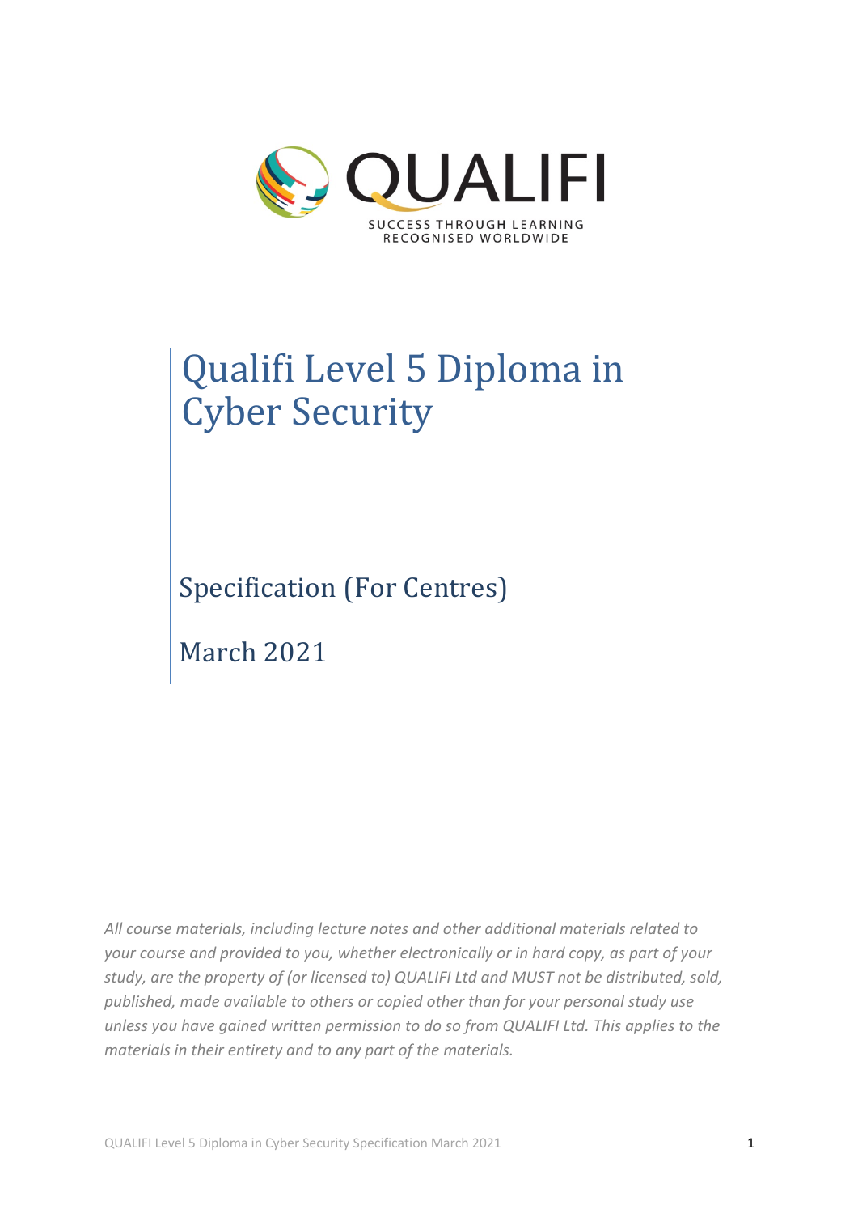QUALIFI

SUCCESS THROUGH LEARNING
RECOGNISED WORLDWIDE

# Qualifi Level 5 Diploma in Cyber Security

## Specification (For Centres)

## March 2021

*All course materials, including lecture notes and other additional materials related to your course and provided to you, whether electronically or in hard copy, as part of your study, are the property of (or licensed to) QUALIFI Ltd and MUST not be distributed, sold, published, made available to others or copied other than for your personal study use unless you have gained written permission to do so from QUALIFI Ltd. This applies to the materials in their entirety and to any part of the materials.*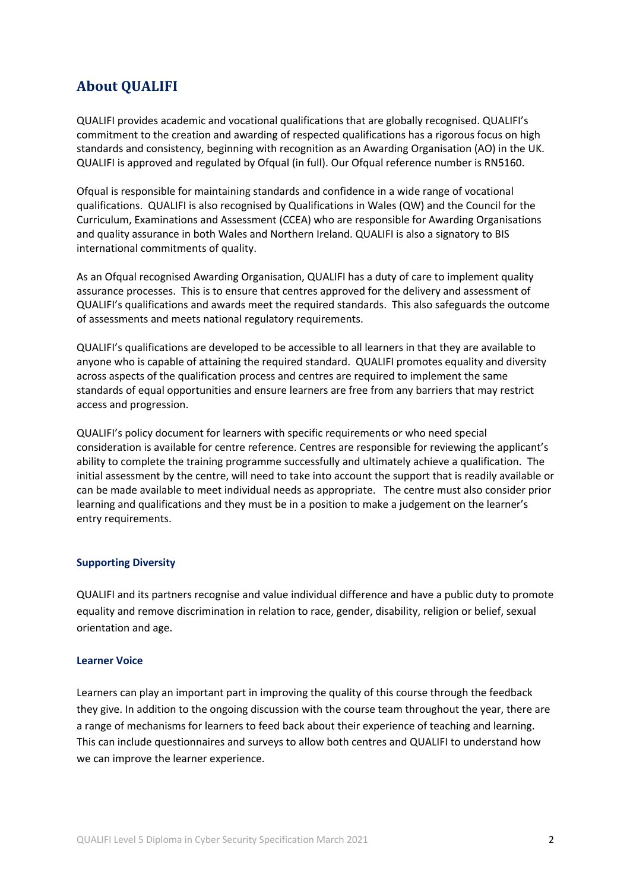## About QUALIFI

QUALIFI provides academic and vocational qualifications that are globally recognised. QUALIFI's commitment to the creation and awarding of respected qualifications has a rigorous focus on high standards and consistency, beginning with recognition as an Awarding Organisation (AO) in the UK. QUALIFI is approved and regulated by Ofqual (in full). Our Ofqual reference number is RN5160.

Ofqual is responsible for maintaining standards and confidence in a wide range of vocational qualifications. QUALIFI is also recognised by Qualifications in Wales (QW) and the Council for the Curriculum, Examinations and Assessment (CCEA) who are responsible for Awarding Organisations and quality assurance in both Wales and Northern Ireland. QUALIFI is also a signatory to BIS international commitments of quality.

As an Ofqual recognised Awarding Organisation, QUALIFI has a duty of care to implement quality assurance processes. This is to ensure that centres approved for the delivery and assessment of QUALIFI's qualifications and awards meet the required standards. This also safeguards the outcome of assessments and meets national regulatory requirements.

QUALIFI's qualifications are developed to be accessible to all learners in that they are available to anyone who is capable of attaining the required standard. QUALIFI promotes equality and diversity across aspects of the qualification process and centres are required to implement the same standards of equal opportunities and ensure learners are free from any barriers that may restrict access and progression.

QUALIFI's policy document for learners with specific requirements or who need special consideration is available for centre reference. Centres are responsible for reviewing the applicant's ability to complete the training programme successfully and ultimately achieve a qualification. The initial assessment by the centre, will need to take into account the support that is readily available or can be made available to meet individual needs as appropriate. The centre must also consider prior learning and qualifications and they must be in a position to make a judgement on the learner's entry requirements.

#### Supporting Diversity

QUALIFI and its partners recognise and value individual difference and have a public duty to promote equality and remove discrimination in relation to race, gender, disability, religion or belief, sexual orientation and age.

#### Learner Voice

Learners can play an important part in improving the quality of this course through the feedback they give. In addition to the ongoing discussion with the course team throughout the year, there are a range of mechanisms for learners to feed back about their experience of teaching and learning. This can include questionnaires and surveys to allow both centres and QUALIFI to understand how we can improve the learner experience.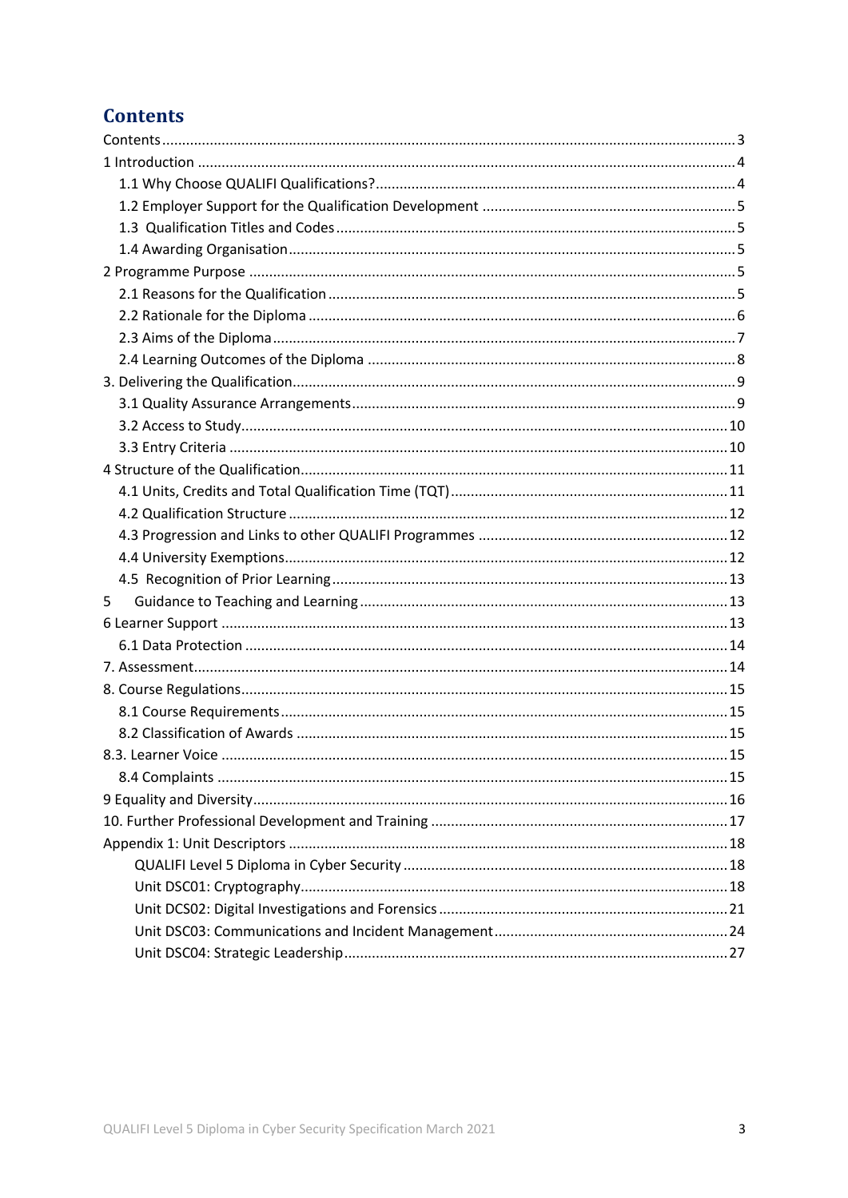# Contents

Contents ... 3
1 Introduction ... 4
- 1.1 Why Choose QUALIFI Qualifications? ... 4
- 1.2 Employer Support for the Qualification Development ... 5
- 1.3 Qualification Titles and Codes ... 5
- 1.4 Awarding Organisation ... 5

2 Programme Purpose ... 5
- 2.1 Reasons for the Qualification ... 5
- 2.2 Rationale for the Diploma ... 6
- 2.3 Aims of the Diploma ... 7
- 2.4 Learning Outcomes of the Diploma ... 8

3. Delivering the Qualification ... 9
- 3.1 Quality Assurance Arrangements ... 9
- 3.2 Access to Study ... 10
- 3.3 Entry Criteria ... 10

4 Structure of the Qualification ... 11
- 4.1 Units, Credits and Total Qualification Time (TQT) ... 11
- 4.2 Qualification Structure ... 12
- 4.3 Progression and Links to other QUALIFI Programmes ... 12
- 4.4 University Exemptions ... 12
- 4.5 Recognition of Prior Learning ... 13

5 Guidance to Teaching and Learning ... 13

6 Learner Support ... 13
- 6.1 Data Protection ... 14

7. Assessment ... 14

8. Course Regulations ... 15
- 8.1 Course Requirements ... 15
- 8.2 Classification of Awards ... 15

8.3. Learner Voice ... 15
- 8.4 Complaints ... 15

9 Equality and Diversity ... 16

10. Further Professional Development and Training ... 17

Appendix 1: Unit Descriptors ... 18
- QUALIFI Level 5 Diploma in Cyber Security ... 18
- Unit DSC01: Cryptography ... 18
- Unit DCS02: Digital Investigations and Forensics ... 21
- Unit DSC03: Communications and Incident Management ... 24
- Unit DSC04: Strategic Leadership ... 27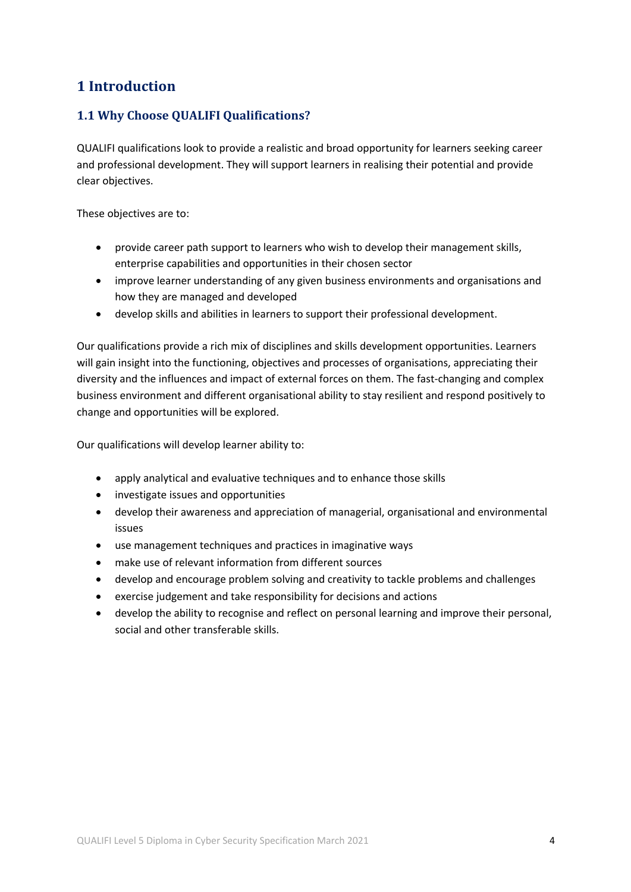# 1 Introduction

## 1.1 Why Choose QUALIFI Qualifications?

QUALIFI qualifications look to provide a realistic and broad opportunity for learners seeking career and professional development. They will support learners in realising their potential and provide clear objectives.

These objectives are to:

- provide career path support to learners who wish to develop their management skills, enterprise capabilities and opportunities in their chosen sector
- improve learner understanding of any given business environments and organisations and how they are managed and developed
- develop skills and abilities in learners to support their professional development.

Our qualifications provide a rich mix of disciplines and skills development opportunities. Learners will gain insight into the functioning, objectives and processes of organisations, appreciating their diversity and the influences and impact of external forces on them. The fast-changing and complex business environment and different organisational ability to stay resilient and respond positively to change and opportunities will be explored.

Our qualifications will develop learner ability to:

- apply analytical and evaluative techniques and to enhance those skills
- investigate issues and opportunities
- develop their awareness and appreciation of managerial, organisational and environmental issues
- use management techniques and practices in imaginative ways
- make use of relevant information from different sources
- develop and encourage problem solving and creativity to tackle problems and challenges
- exercise judgement and take responsibility for decisions and actions
- develop the ability to recognise and reflect on personal learning and improve their personal, social and other transferable skills.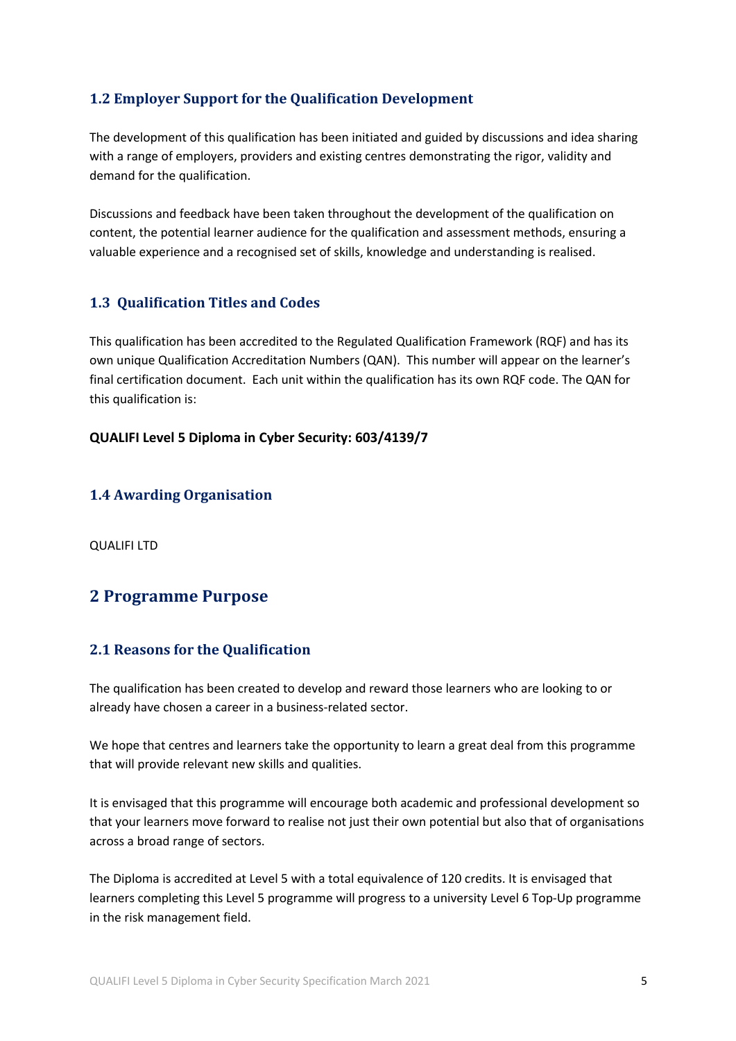### 1.2 Employer Support for the Qualification Development

The development of this qualification has been initiated and guided by discussions and idea sharing with a range of employers, providers and existing centres demonstrating the rigor, validity and demand for the qualification.

Discussions and feedback have been taken throughout the development of the qualification on content, the potential learner audience for the qualification and assessment methods, ensuring a valuable experience and a recognised set of skills, knowledge and understanding is realised.

### 1.3 Qualification Titles and Codes

This qualification has been accredited to the Regulated Qualification Framework (RQF) and has its own unique Qualification Accreditation Numbers (QAN). This number will appear on the learner's final certification document. Each unit within the qualification has its own RQF code. The QAN for this qualification is:

**QUALIFI Level 5 Diploma in Cyber Security: 603/4139/7**

### 1.4 Awarding Organisation

QUALIFI LTD

## 2 Programme Purpose

### 2.1 Reasons for the Qualification

The qualification has been created to develop and reward those learners who are looking to or already have chosen a career in a business-related sector.

We hope that centres and learners take the opportunity to learn a great deal from this programme that will provide relevant new skills and qualities.

It is envisaged that this programme will encourage both academic and professional development so that your learners move forward to realise not just their own potential but also that of organisations across a broad range of sectors.

The Diploma is accredited at Level 5 with a total equivalence of 120 credits. It is envisaged that learners completing this Level 5 programme will progress to a university Level 6 Top-Up programme in the risk management field.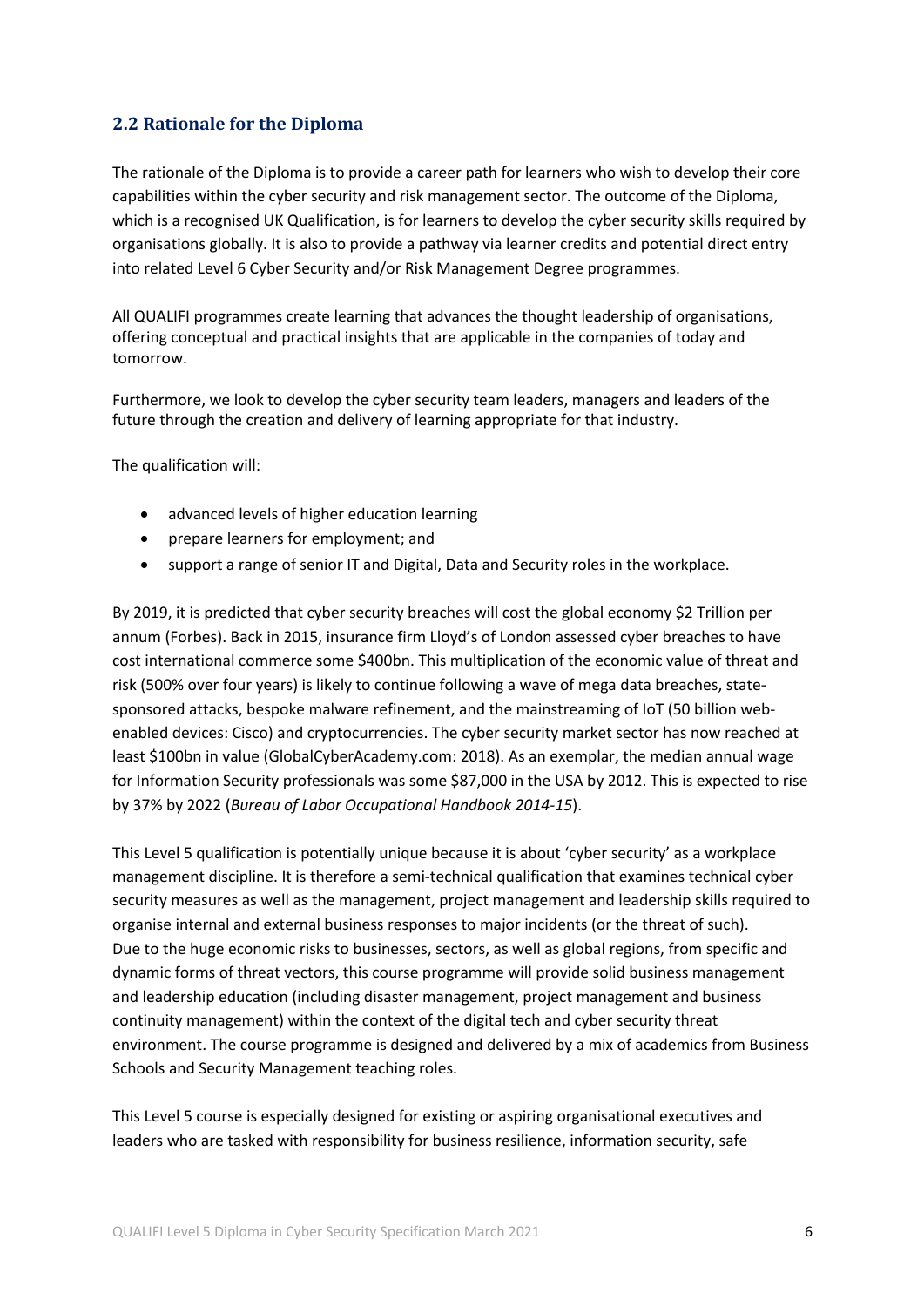## 2.2 Rationale for the Diploma

The rationale of the Diploma is to provide a career path for learners who wish to develop their core capabilities within the cyber security and risk management sector. The outcome of the Diploma, which is a recognised UK Qualification, is for learners to develop the cyber security skills required by organisations globally. It is also to provide a pathway via learner credits and potential direct entry into related Level 6 Cyber Security and/or Risk Management Degree programmes.

All QUALIFI programmes create learning that advances the thought leadership of organisations, offering conceptual and practical insights that are applicable in the companies of today and tomorrow.

Furthermore, we look to develop the cyber security team leaders, managers and leaders of the future through the creation and delivery of learning appropriate for that industry.

The qualification will:

- advanced levels of higher education learning
- prepare learners for employment; and
- support a range of senior IT and Digital, Data and Security roles in the workplace.

By 2019, it is predicted that cyber security breaches will cost the global economy $2 Trillion per annum (Forbes). Back in 2015, insurance firm Lloyd's of London assessed cyber breaches to have cost international commerce some $400bn. This multiplication of the economic value of threat and risk (500% over four years) is likely to continue following a wave of mega data breaches, state-sponsored attacks, bespoke malware refinement, and the mainstreaming of IoT (50 billion web-enabled devices: Cisco) and cryptocurrencies. The cyber security market sector has now reached at least $100bn in value (GlobalCyberAcademy.com: 2018). As an exemplar, the median annual wage for Information Security professionals was some $87,000 in the USA by 2012. This is expected to rise by 37% by 2022 (*Bureau of Labor Occupational Handbook 2014-15*).

This Level 5 qualification is potentially unique because it is about 'cyber security' as a workplace management discipline. It is therefore a semi-technical qualification that examines technical cyber security measures as well as the management, project management and leadership skills required to organise internal and external business responses to major incidents (or the threat of such). Due to the huge economic risks to businesses, sectors, as well as global regions, from specific and dynamic forms of threat vectors, this course programme will provide solid business management and leadership education (including disaster management, project management and business continuity management) within the context of the digital tech and cyber security threat environment. The course programme is designed and delivered by a mix of academics from Business Schools and Security Management teaching roles.

This Level 5 course is especially designed for existing or aspiring organisational executives and leaders who are tasked with responsibility for business resilience, information security, safe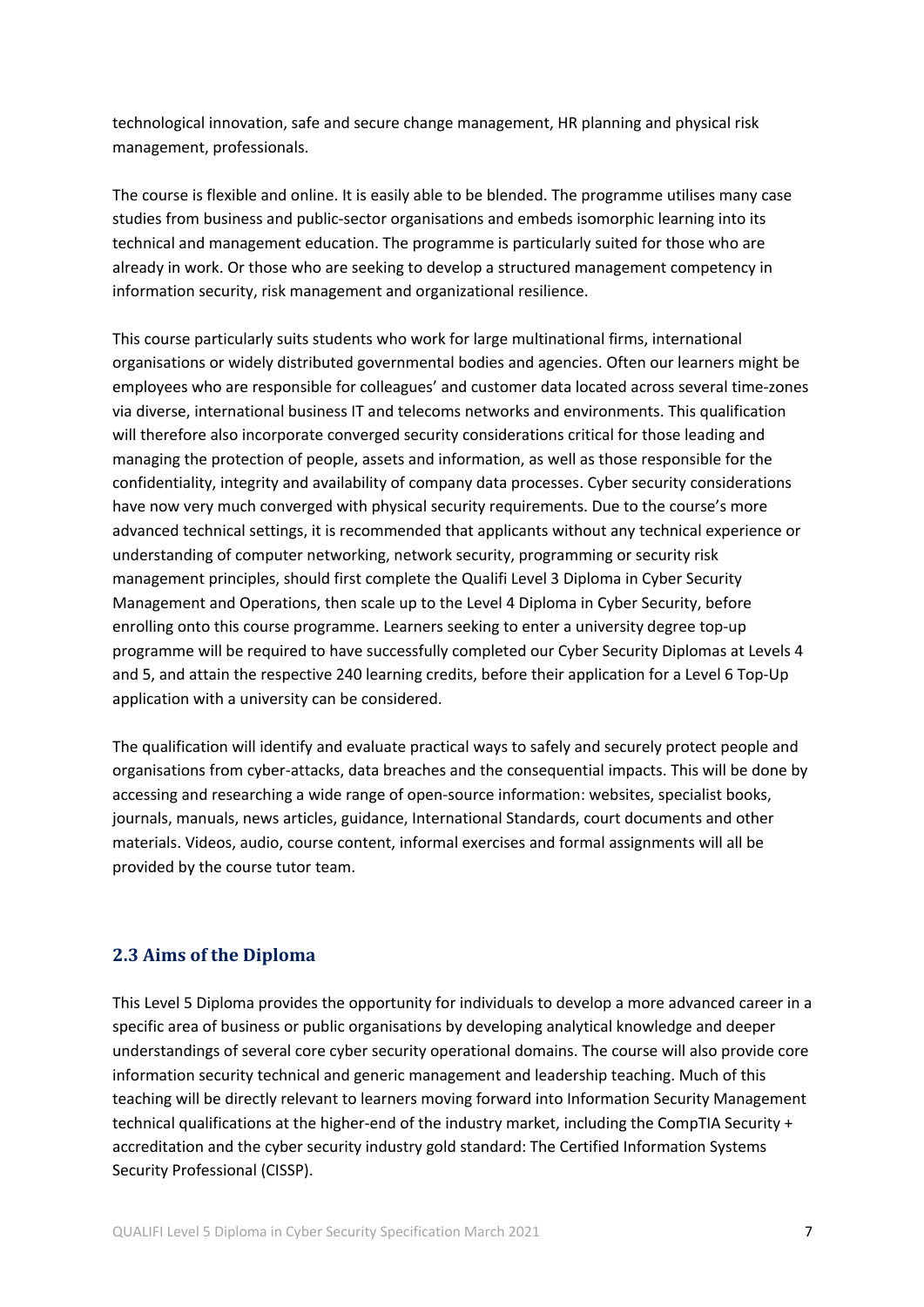technological innovation, safe and secure change management, HR planning and physical risk management, professionals.

The course is flexible and online. It is easily able to be blended. The programme utilises many case studies from business and public-sector organisations and embeds isomorphic learning into its technical and management education. The programme is particularly suited for those who are already in work. Or those who are seeking to develop a structured management competency in information security, risk management and organizational resilience.

This course particularly suits students who work for large multinational firms, international organisations or widely distributed governmental bodies and agencies. Often our learners might be employees who are responsible for colleagues' and customer data located across several time-zones via diverse, international business IT and telecoms networks and environments. This qualification will therefore also incorporate converged security considerations critical for those leading and managing the protection of people, assets and information, as well as those responsible for the confidentiality, integrity and availability of company data processes. Cyber security considerations have now very much converged with physical security requirements. Due to the course's more advanced technical settings, it is recommended that applicants without any technical experience or understanding of computer networking, network security, programming or security risk management principles, should first complete the Qualifi Level 3 Diploma in Cyber Security Management and Operations, then scale up to the Level 4 Diploma in Cyber Security, before enrolling onto this course programme. Learners seeking to enter a university degree top-up programme will be required to have successfully completed our Cyber Security Diplomas at Levels 4 and 5, and attain the respective 240 learning credits, before their application for a Level 6 Top-Up application with a university can be considered.

The qualification will identify and evaluate practical ways to safely and securely protect people and organisations from cyber-attacks, data breaches and the consequential impacts. This will be done by accessing and researching a wide range of open-source information: websites, specialist books, journals, manuals, news articles, guidance, International Standards, court documents and other materials. Videos, audio, course content, informal exercises and formal assignments will all be provided by the course tutor team.

## 2.3 Aims of the Diploma

This Level 5 Diploma provides the opportunity for individuals to develop a more advanced career in a specific area of business or public organisations by developing analytical knowledge and deeper understandings of several core cyber security operational domains. The course will also provide core information security technical and generic management and leadership teaching. Much of this teaching will be directly relevant to learners moving forward into Information Security Management technical qualifications at the higher-end of the industry market, including the CompTIA Security + accreditation and the cyber security industry gold standard: The Certified Information Systems Security Professional (CISSP).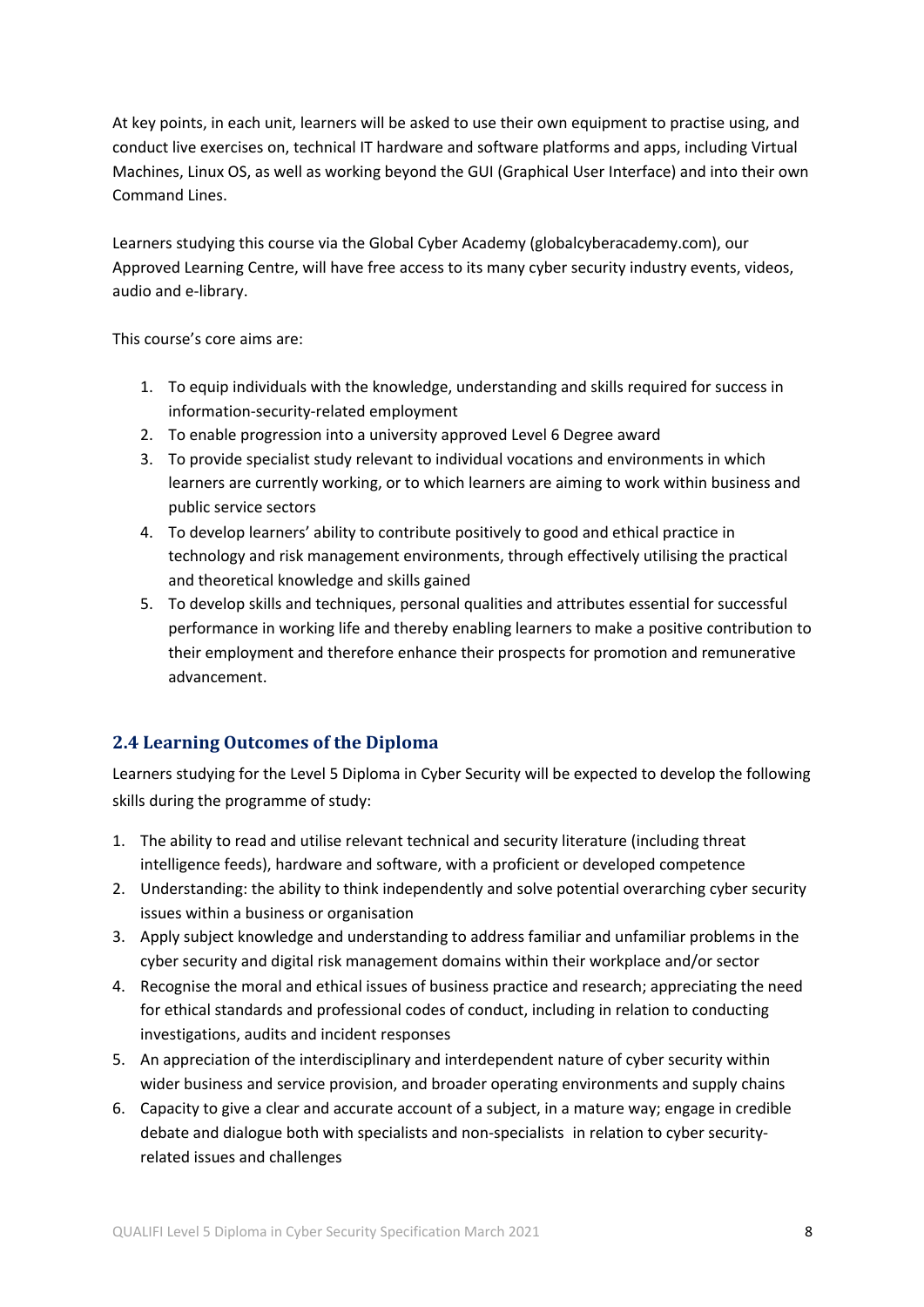At key points, in each unit, learners will be asked to use their own equipment to practise using, and conduct live exercises on, technical IT hardware and software platforms and apps, including Virtual Machines, Linux OS, as well as working beyond the GUI (Graphical User Interface) and into their own Command Lines.

Learners studying this course via the Global Cyber Academy (globalcyberacademy.com), our Approved Learning Centre, will have free access to its many cyber security industry events, videos, audio and e-library.

This course's core aims are:

1. To equip individuals with the knowledge, understanding and skills required for success in information-security-related employment
2. To enable progression into a university approved Level 6 Degree award
3. To provide specialist study relevant to individual vocations and environments in which learners are currently working, or to which learners are aiming to work within business and public service sectors
4. To develop learners' ability to contribute positively to good and ethical practice in technology and risk management environments, through effectively utilising the practical and theoretical knowledge and skills gained
5. To develop skills and techniques, personal qualities and attributes essential for successful performance in working life and thereby enabling learners to make a positive contribution to their employment and therefore enhance their prospects for promotion and remunerative advancement.

## 2.4 Learning Outcomes of the Diploma

Learners studying for the Level 5 Diploma in Cyber Security will be expected to develop the following skills during the programme of study:

1. The ability to read and utilise relevant technical and security literature (including threat intelligence feeds), hardware and software, with a proficient or developed competence
2. Understanding: the ability to think independently and solve potential overarching cyber security issues within a business or organisation
3. Apply subject knowledge and understanding to address familiar and unfamiliar problems in the cyber security and digital risk management domains within their workplace and/or sector
4. Recognise the moral and ethical issues of business practice and research; appreciating the need for ethical standards and professional codes of conduct, including in relation to conducting investigations, audits and incident responses
5. An appreciation of the interdisciplinary and interdependent nature of cyber security within wider business and service provision, and broader operating environments and supply chains
6. Capacity to give a clear and accurate account of a subject, in a mature way; engage in credible debate and dialogue both with specialists and non-specialists in relation to cyber security-related issues and challenges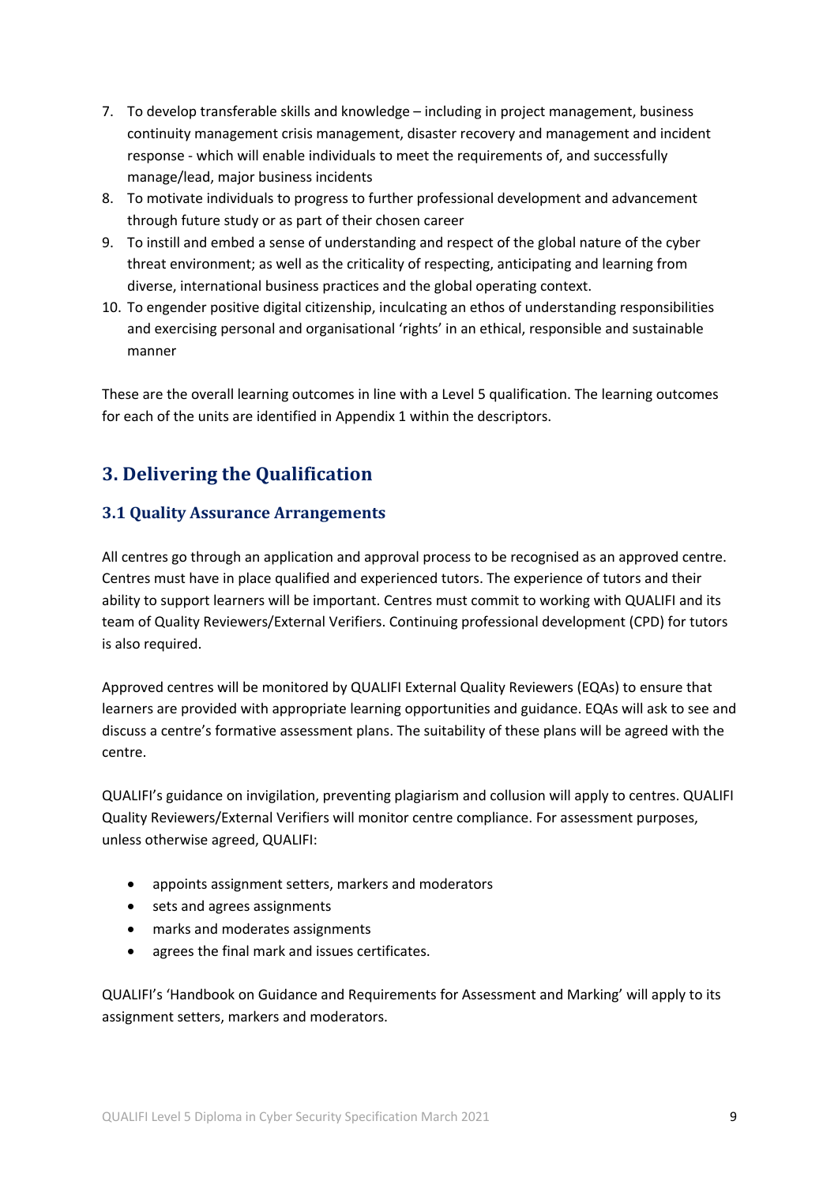7. To develop transferable skills and knowledge – including in project management, business continuity management crisis management, disaster recovery and management and incident response - which will enable individuals to meet the requirements of, and successfully manage/lead, major business incidents
8. To motivate individuals to progress to further professional development and advancement through future study or as part of their chosen career
9. To instill and embed a sense of understanding and respect of the global nature of the cyber threat environment; as well as the criticality of respecting, anticipating and learning from diverse, international business practices and the global operating context.
10. To engender positive digital citizenship, inculcating an ethos of understanding responsibilities and exercising personal and organisational 'rights' in an ethical, responsible and sustainable manner

These are the overall learning outcomes in line with a Level 5 qualification. The learning outcomes for each of the units are identified in Appendix 1 within the descriptors.

## 3. Delivering the Qualification

### 3.1 Quality Assurance Arrangements

All centres go through an application and approval process to be recognised as an approved centre. Centres must have in place qualified and experienced tutors. The experience of tutors and their ability to support learners will be important. Centres must commit to working with QUALIFI and its team of Quality Reviewers/External Verifiers. Continuing professional development (CPD) for tutors is also required.

Approved centres will be monitored by QUALIFI External Quality Reviewers (EQAs) to ensure that learners are provided with appropriate learning opportunities and guidance. EQAs will ask to see and discuss a centre's formative assessment plans. The suitability of these plans will be agreed with the centre.

QUALIFI's guidance on invigilation, preventing plagiarism and collusion will apply to centres. QUALIFI Quality Reviewers/External Verifiers will monitor centre compliance. For assessment purposes, unless otherwise agreed, QUALIFI:

- appoints assignment setters, markers and moderators
- sets and agrees assignments
- marks and moderates assignments
- agrees the final mark and issues certificates.

QUALIFI's 'Handbook on Guidance and Requirements for Assessment and Marking' will apply to its assignment setters, markers and moderators.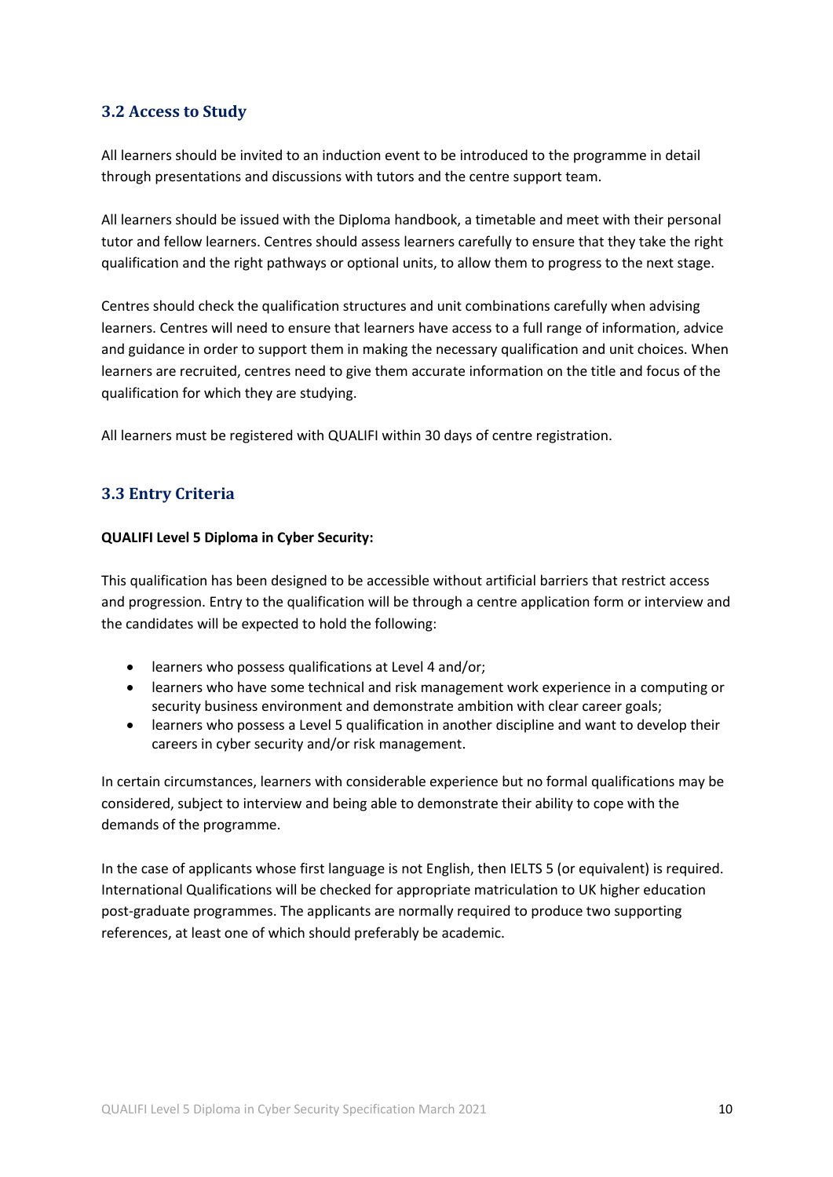## 3.2 Access to Study

All learners should be invited to an induction event to be introduced to the programme in detail through presentations and discussions with tutors and the centre support team.

All learners should be issued with the Diploma handbook, a timetable and meet with their personal tutor and fellow learners. Centres should assess learners carefully to ensure that they take the right qualification and the right pathways or optional units, to allow them to progress to the next stage.

Centres should check the qualification structures and unit combinations carefully when advising learners. Centres will need to ensure that learners have access to a full range of information, advice and guidance in order to support them in making the necessary qualification and unit choices. When learners are recruited, centres need to give them accurate information on the title and focus of the qualification for which they are studying.

All learners must be registered with QUALIFI within 30 days of centre registration.

## 3.3 Entry Criteria

**QUALIFI Level 5 Diploma in Cyber Security:**

This qualification has been designed to be accessible without artificial barriers that restrict access and progression. Entry to the qualification will be through a centre application form or interview and the candidates will be expected to hold the following:

- learners who possess qualifications at Level 4 and/or;
- learners who have some technical and risk management work experience in a computing or security business environment and demonstrate ambition with clear career goals;
- learners who possess a Level 5 qualification in another discipline and want to develop their careers in cyber security and/or risk management.

In certain circumstances, learners with considerable experience but no formal qualifications may be considered, subject to interview and being able to demonstrate their ability to cope with the demands of the programme.

In the case of applicants whose first language is not English, then IELTS 5 (or equivalent) is required. International Qualifications will be checked for appropriate matriculation to UK higher education post-graduate programmes. The applicants are normally required to produce two supporting references, at least one of which should preferably be academic.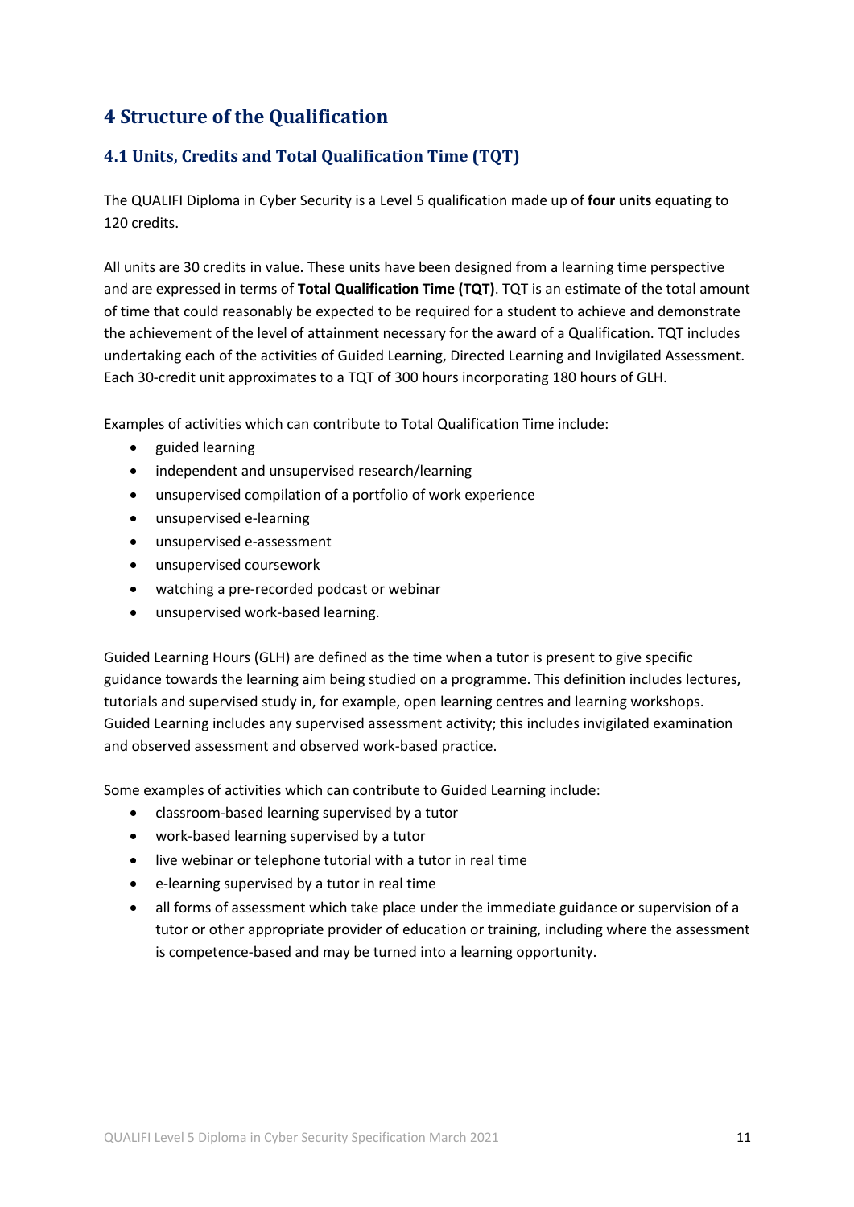## 4 Structure of the Qualification

### 4.1 Units, Credits and Total Qualification Time (TQT)

The QUALIFI Diploma in Cyber Security is a Level 5 qualification made up of **four units** equating to 120 credits.

All units are 30 credits in value. These units have been designed from a learning time perspective and are expressed in terms of **Total Qualification Time (TQT)**. TQT is an estimate of the total amount of time that could reasonably be expected to be required for a student to achieve and demonstrate the achievement of the level of attainment necessary for the award of a Qualification. TQT includes undertaking each of the activities of Guided Learning, Directed Learning and Invigilated Assessment. Each 30-credit unit approximates to a TQT of 300 hours incorporating 180 hours of GLH.

Examples of activities which can contribute to Total Qualification Time include:

- guided learning
- independent and unsupervised research/learning
- unsupervised compilation of a portfolio of work experience
- unsupervised e-learning
- unsupervised e-assessment
- unsupervised coursework
- watching a pre-recorded podcast or webinar
- unsupervised work-based learning.

Guided Learning Hours (GLH) are defined as the time when a tutor is present to give specific guidance towards the learning aim being studied on a programme. This definition includes lectures, tutorials and supervised study in, for example, open learning centres and learning workshops. Guided Learning includes any supervised assessment activity; this includes invigilated examination and observed assessment and observed work-based practice.

Some examples of activities which can contribute to Guided Learning include:

- classroom-based learning supervised by a tutor
- work-based learning supervised by a tutor
- live webinar or telephone tutorial with a tutor in real time
- e-learning supervised by a tutor in real time
- all forms of assessment which take place under the immediate guidance or supervision of a tutor or other appropriate provider of education or training, including where the assessment is competence-based and may be turned into a learning opportunity.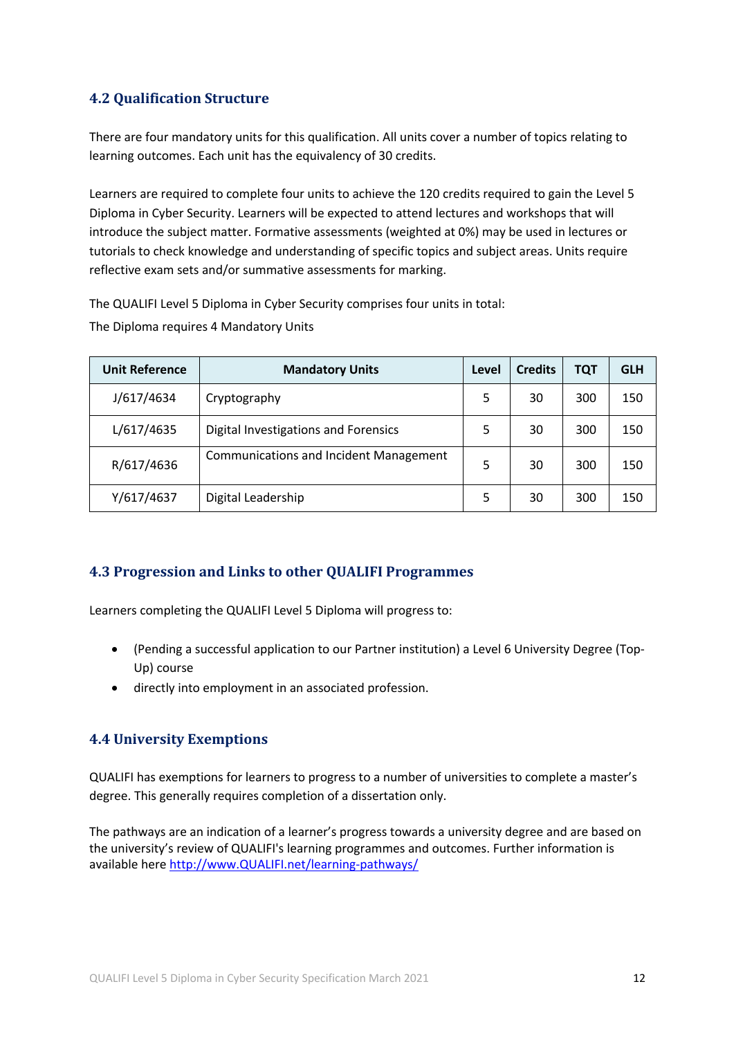### 4.2 Qualification Structure

There are four mandatory units for this qualification. All units cover a number of topics relating to learning outcomes. Each unit has the equivalency of 30 credits.

Learners are required to complete four units to achieve the 120 credits required to gain the Level 5 Diploma in Cyber Security. Learners will be expected to attend lectures and workshops that will introduce the subject matter. Formative assessments (weighted at 0%) may be used in lectures or tutorials to check knowledge and understanding of specific topics and subject areas. Units require reflective exam sets and/or summative assessments for marking.

The QUALIFI Level 5 Diploma in Cyber Security comprises four units in total:

The Diploma requires 4 Mandatory Units

| Unit Reference | Mandatory Units | Level | Credits | TQT | GLH |
|---|---|---|---|---|---|
| J/617/4634 | Cryptography | 5 | 30 | 300 | 150 |
| L/617/4635 | Digital Investigations and Forensics | 5 | 30 | 300 | 150 |
| R/617/4636 | Communications and Incident Management | 5 | 30 | 300 | 150 |
| Y/617/4637 | Digital Leadership | 5 | 30 | 300 | 150 |

### 4.3 Progression and Links to other QUALIFI Programmes

Learners completing the QUALIFI Level 5 Diploma will progress to:

- (Pending a successful application to our Partner institution) a Level 6 University Degree (Top-Up) course
- directly into employment in an associated profession.

### 4.4 University Exemptions

QUALIFI has exemptions for learners to progress to a number of universities to complete a master's degree. This generally requires completion of a dissertation only.

The pathways are an indication of a learner's progress towards a university degree and are based on the university's review of QUALIFI's learning programmes and outcomes. Further information is available here http://www.QUALIFI.net/learning-pathways/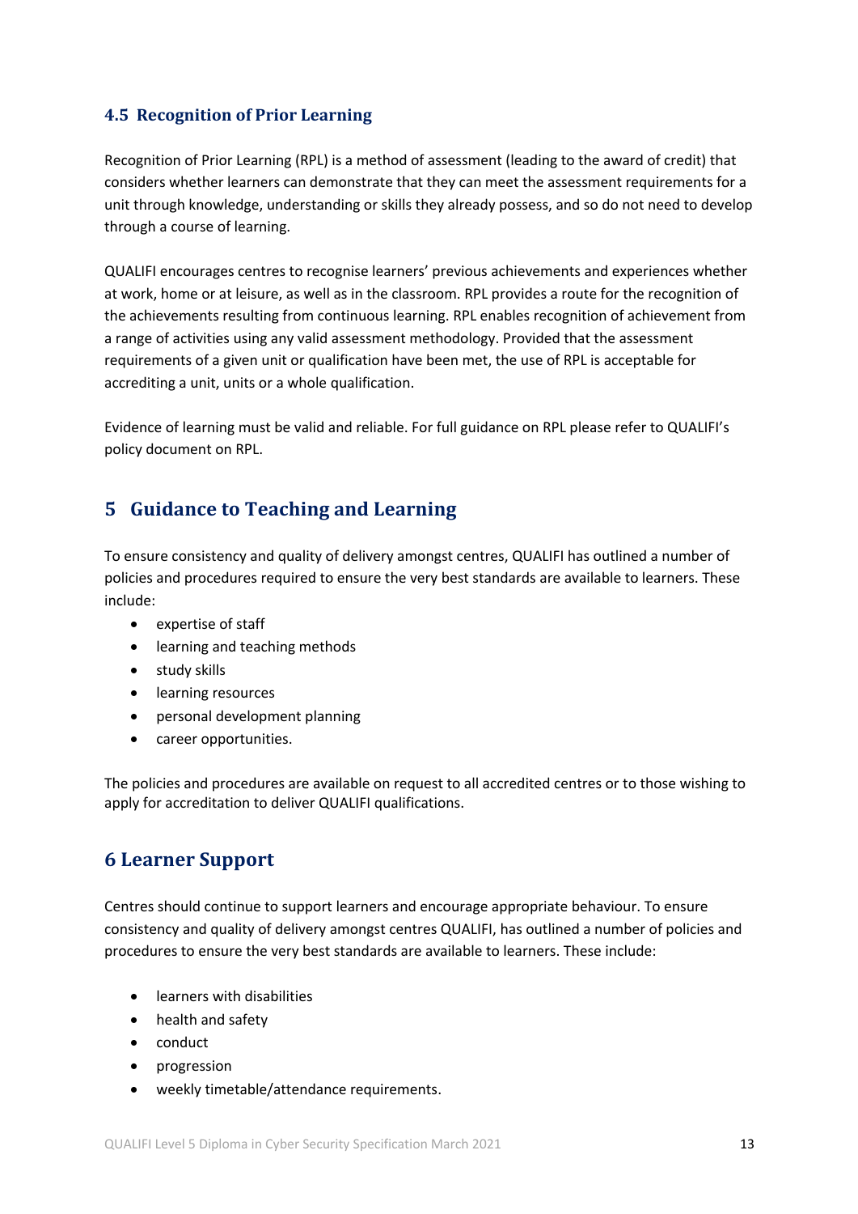### 4.5 Recognition of Prior Learning

Recognition of Prior Learning (RPL) is a method of assessment (leading to the award of credit) that considers whether learners can demonstrate that they can meet the assessment requirements for a unit through knowledge, understanding or skills they already possess, and so do not need to develop through a course of learning.

QUALIFI encourages centres to recognise learners' previous achievements and experiences whether at work, home or at leisure, as well as in the classroom. RPL provides a route for the recognition of the achievements resulting from continuous learning. RPL enables recognition of achievement from a range of activities using any valid assessment methodology. Provided that the assessment requirements of a given unit or qualification have been met, the use of RPL is acceptable for accrediting a unit, units or a whole qualification.

Evidence of learning must be valid and reliable. For full guidance on RPL please refer to QUALIFI's policy document on RPL.

## 5 Guidance to Teaching and Learning

To ensure consistency and quality of delivery amongst centres, QUALIFI has outlined a number of policies and procedures required to ensure the very best standards are available to learners. These include:

- expertise of staff
- learning and teaching methods
- study skills
- learning resources
- personal development planning
- career opportunities.

The policies and procedures are available on request to all accredited centres or to those wishing to apply for accreditation to deliver QUALIFI qualifications.

## 6 Learner Support

Centres should continue to support learners and encourage appropriate behaviour. To ensure consistency and quality of delivery amongst centres QUALIFI, has outlined a number of policies and procedures to ensure the very best standards are available to learners. These include:

- learners with disabilities
- health and safety
- conduct
- progression
- weekly timetable/attendance requirements.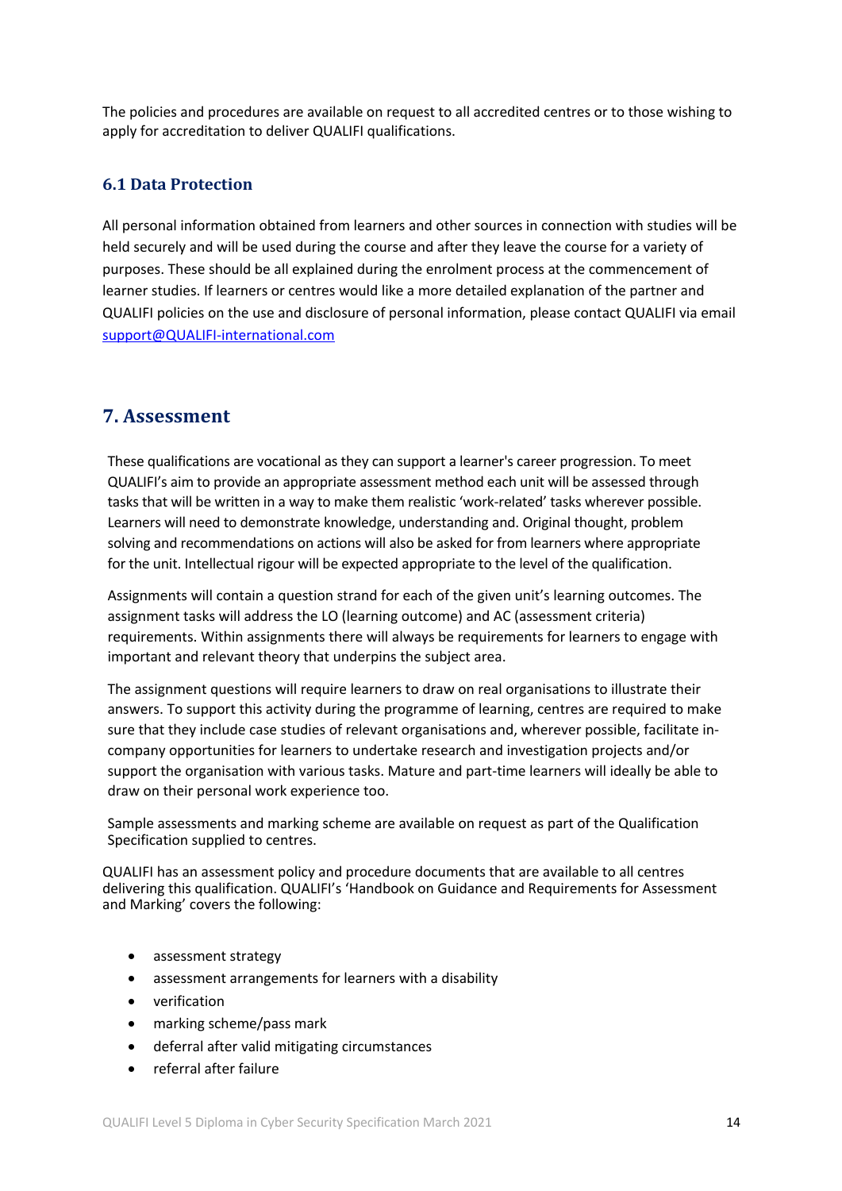The policies and procedures are available on request to all accredited centres or to those wishing to apply for accreditation to deliver QUALIFI qualifications.

### 6.1 Data Protection

All personal information obtained from learners and other sources in connection with studies will be held securely and will be used during the course and after they leave the course for a variety of purposes. These should be all explained during the enrolment process at the commencement of learner studies. If learners or centres would like a more detailed explanation of the partner and QUALIFI policies on the use and disclosure of personal information, please contact QUALIFI via email support@QUALIFI-international.com

## 7. Assessment

These qualifications are vocational as they can support a learner's career progression. To meet QUALIFI's aim to provide an appropriate assessment method each unit will be assessed through tasks that will be written in a way to make them realistic 'work-related' tasks wherever possible. Learners will need to demonstrate knowledge, understanding and. Original thought, problem solving and recommendations on actions will also be asked for from learners where appropriate for the unit. Intellectual rigour will be expected appropriate to the level of the qualification.

Assignments will contain a question strand for each of the given unit's learning outcomes. The assignment tasks will address the LO (learning outcome) and AC (assessment criteria) requirements. Within assignments there will always be requirements for learners to engage with important and relevant theory that underpins the subject area.

The assignment questions will require learners to draw on real organisations to illustrate their answers. To support this activity during the programme of learning, centres are required to make sure that they include case studies of relevant organisations and, wherever possible, facilitate in-company opportunities for learners to undertake research and investigation projects and/or support the organisation with various tasks. Mature and part-time learners will ideally be able to draw on their personal work experience too.

Sample assessments and marking scheme are available on request as part of the Qualification Specification supplied to centres.

QUALIFI has an assessment policy and procedure documents that are available to all centres delivering this qualification. QUALIFI's 'Handbook on Guidance and Requirements for Assessment and Marking' covers the following:

- assessment strategy
- assessment arrangements for learners with a disability
- verification
- marking scheme/pass mark
- deferral after valid mitigating circumstances
- referral after failure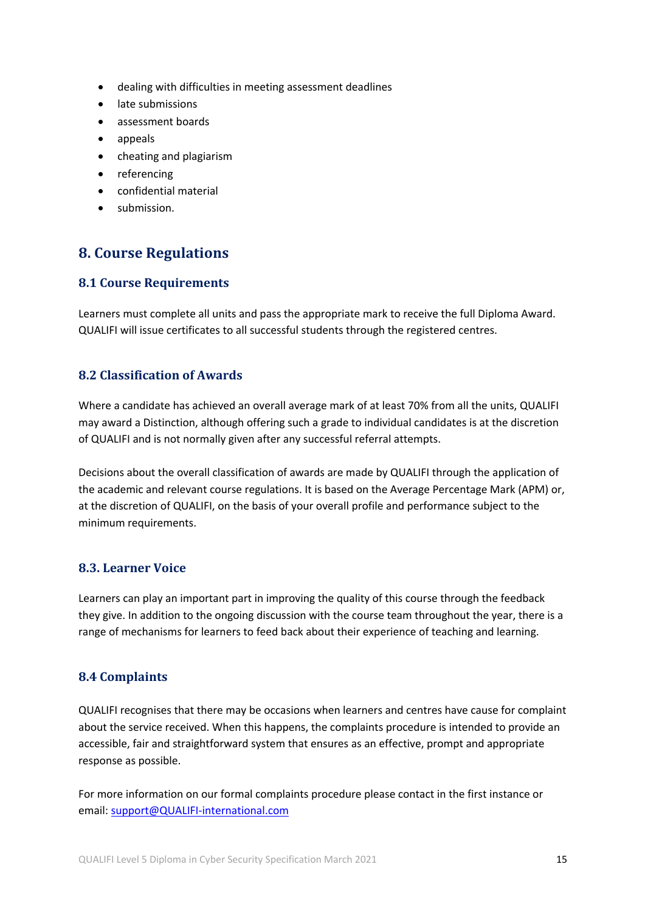- dealing with difficulties in meeting assessment deadlines
- late submissions
- assessment boards
- appeals
- cheating and plagiarism
- referencing
- confidential material
- submission.

## 8. Course Regulations

### 8.1 Course Requirements

Learners must complete all units and pass the appropriate mark to receive the full Diploma Award. QUALIFI will issue certificates to all successful students through the registered centres.

### 8.2 Classification of Awards

Where a candidate has achieved an overall average mark of at least 70% from all the units, QUALIFI may award a Distinction, although offering such a grade to individual candidates is at the discretion of QUALIFI and is not normally given after any successful referral attempts.

Decisions about the overall classification of awards are made by QUALIFI through the application of the academic and relevant course regulations. It is based on the Average Percentage Mark (APM) or, at the discretion of QUALIFI, on the basis of your overall profile and performance subject to the minimum requirements.

### 8.3. Learner Voice

Learners can play an important part in improving the quality of this course through the feedback they give. In addition to the ongoing discussion with the course team throughout the year, there is a range of mechanisms for learners to feed back about their experience of teaching and learning.

### 8.4 Complaints

QUALIFI recognises that there may be occasions when learners and centres have cause for complaint about the service received. When this happens, the complaints procedure is intended to provide an accessible, fair and straightforward system that ensures as an effective, prompt and appropriate response as possible.

For more information on our formal complaints procedure please contact in the first instance or email: support@QUALIFI-international.com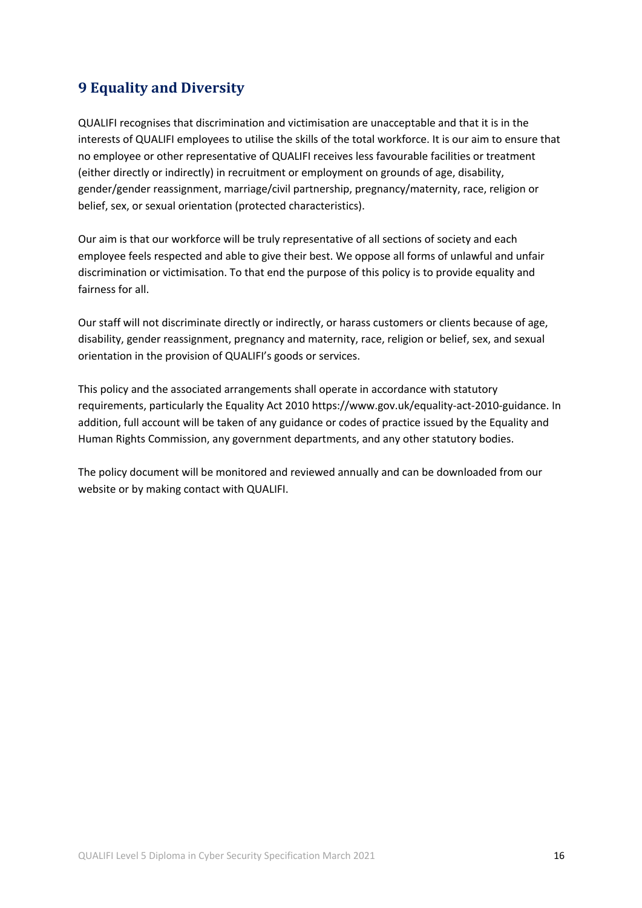## 9 Equality and Diversity

QUALIFI recognises that discrimination and victimisation are unacceptable and that it is in the interests of QUALIFI employees to utilise the skills of the total workforce. It is our aim to ensure that no employee or other representative of QUALIFI receives less favourable facilities or treatment (either directly or indirectly) in recruitment or employment on grounds of age, disability, gender/gender reassignment, marriage/civil partnership, pregnancy/maternity, race, religion or belief, sex, or sexual orientation (protected characteristics).

Our aim is that our workforce will be truly representative of all sections of society and each employee feels respected and able to give their best. We oppose all forms of unlawful and unfair discrimination or victimisation. To that end the purpose of this policy is to provide equality and fairness for all.

Our staff will not discriminate directly or indirectly, or harass customers or clients because of age, disability, gender reassignment, pregnancy and maternity, race, religion or belief, sex, and sexual orientation in the provision of QUALIFI's goods or services.

This policy and the associated arrangements shall operate in accordance with statutory requirements, particularly the Equality Act 2010 https://www.gov.uk/equality-act-2010-guidance. In addition, full account will be taken of any guidance or codes of practice issued by the Equality and Human Rights Commission, any government departments, and any other statutory bodies.

The policy document will be monitored and reviewed annually and can be downloaded from our website or by making contact with QUALIFI.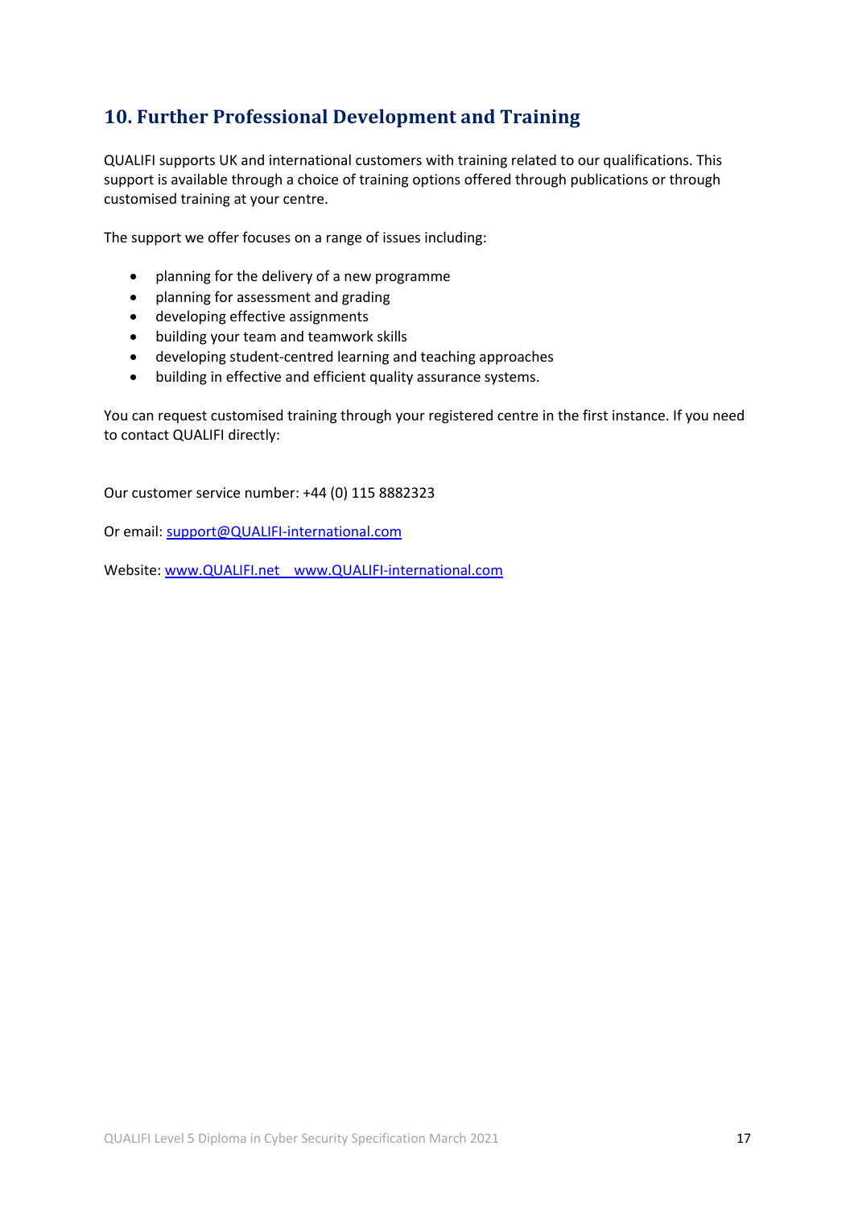## 10. Further Professional Development and Training

QUALIFI supports UK and international customers with training related to our qualifications. This support is available through a choice of training options offered through publications or through customised training at your centre.

The support we offer focuses on a range of issues including:

- planning for the delivery of a new programme
- planning for assessment and grading
- developing effective assignments
- building your team and teamwork skills
- developing student-centred learning and teaching approaches
- building in effective and efficient quality assurance systems.

You can request customised training through your registered centre in the first instance. If you need to contact QUALIFI directly:

Our customer service number: +44 (0) 115 8882323

Or email: support@QUALIFI-international.com

Website: www.QUALIFI.net   www.QUALIFI-international.com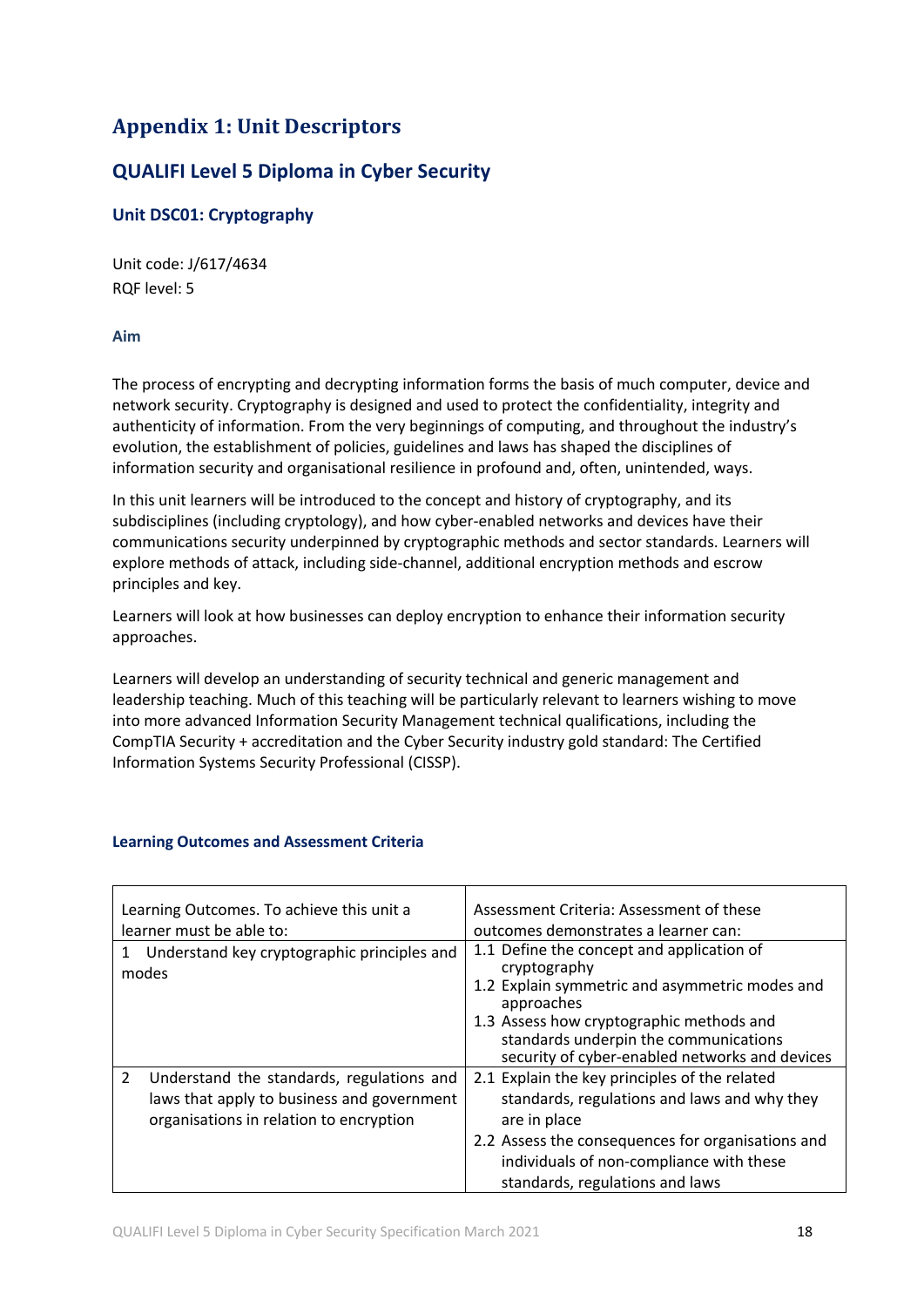# Appendix 1: Unit Descriptors

## QUALIFI Level 5 Diploma in Cyber Security

### Unit DSC01: Cryptography

Unit code: J/617/4634
RQF level: 5

#### Aim

The process of encrypting and decrypting information forms the basis of much computer, device and network security. Cryptography is designed and used to protect the confidentiality, integrity and authenticity of information. From the very beginnings of computing, and throughout the industry's evolution, the establishment of policies, guidelines and laws has shaped the disciplines of information security and organisational resilience in profound and, often, unintended, ways.

In this unit learners will be introduced to the concept and history of cryptography, and its subdisciplines (including cryptology), and how cyber-enabled networks and devices have their communications security underpinned by cryptographic methods and sector standards. Learners will explore methods of attack, including side-channel, additional encryption methods and escrow principles and key.

Learners will look at how businesses can deploy encryption to enhance their information security approaches.

Learners will develop an understanding of security technical and generic management and leadership teaching. Much of this teaching will be particularly relevant to learners wishing to move into more advanced Information Security Management technical qualifications, including the CompTIA Security + accreditation and the Cyber Security industry gold standard: The Certified Information Systems Security Professional (CISSP).

#### Learning Outcomes and Assessment Criteria

| Learning Outcomes. To achieve this unit a learner must be able to: | Assessment Criteria: Assessment of these outcomes demonstrates a learner can: |
| --- | --- |
| 1 Understand key cryptographic principles and modes | 1.1 Define the concept and application of cryptography<br>1.2 Explain symmetric and asymmetric modes and approaches<br>1.3 Assess how cryptographic methods and standards underpin the communications security of cyber-enabled networks and devices |
| 2 Understand the standards, regulations and laws that apply to business and government organisations in relation to encryption | 2.1 Explain the key principles of the related standards, regulations and laws and why they are in place<br>2.2 Assess the consequences for organisations and individuals of non-compliance with these standards, regulations and laws |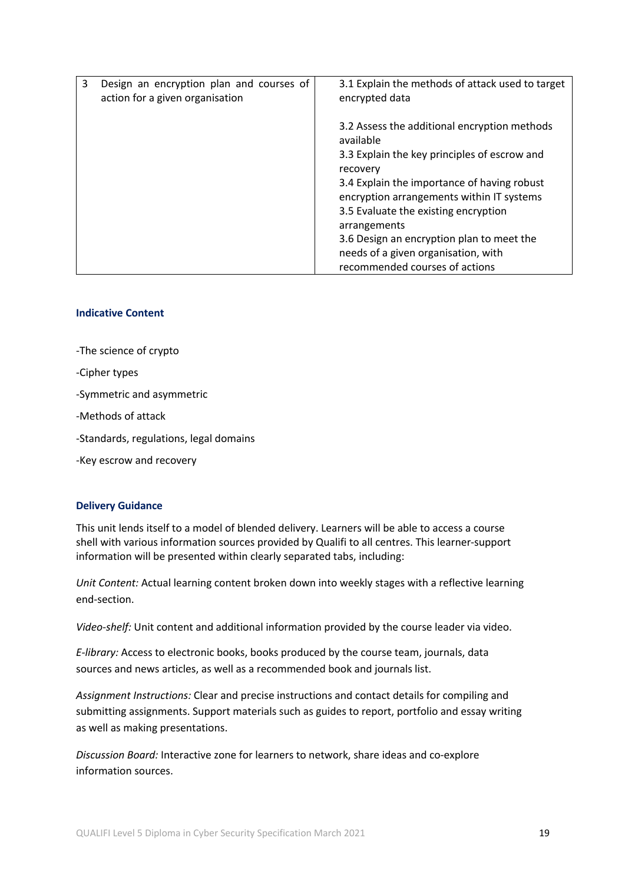| 3 | Design an encryption plan and courses of action for a given organisation | 3.1 Explain the methods of attack used to target encrypted data<br><br>3.2 Assess the additional encryption methods available<br>3.3 Explain the key principles of escrow and recovery<br>3.4 Explain the importance of having robust encryption arrangements within IT systems<br>3.5 Evaluate the existing encryption arrangements<br>3.6 Design an encryption plan to meet the needs of a given organisation, with recommended courses of actions |
|---|---|---|

### Indicative Content

-The science of crypto

-Cipher types

-Symmetric and asymmetric

-Methods of attack

-Standards, regulations, legal domains

-Key escrow and recovery

### Delivery Guidance

This unit lends itself to a model of blended delivery. Learners will be able to access a course shell with various information sources provided by Qualifi to all centres. This learner-support information will be presented within clearly separated tabs, including:

*Unit Content:* Actual learning content broken down into weekly stages with a reflective learning end-section.

*Video-shelf:* Unit content and additional information provided by the course leader via video.

*E-library:* Access to electronic books, books produced by the course team, journals, data sources and news articles, as well as a recommended book and journals list.

*Assignment Instructions:* Clear and precise instructions and contact details for compiling and submitting assignments. Support materials such as guides to report, portfolio and essay writing as well as making presentations.

*Discussion Board:* Interactive zone for learners to network, share ideas and co-explore information sources.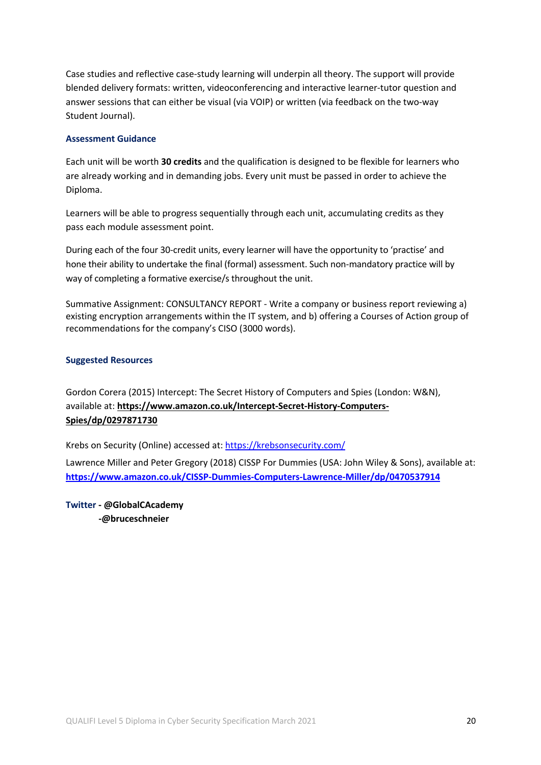Case studies and reflective case-study learning will underpin all theory. The support will provide blended delivery formats: written, videoconferencing and interactive learner-tutor question and answer sessions that can either be visual (via VOIP) or written (via feedback on the two-way Student Journal).

### Assessment Guidance

Each unit will be worth **30 credits** and the qualification is designed to be flexible for learners who are already working and in demanding jobs. Every unit must be passed in order to achieve the Diploma.

Learners will be able to progress sequentially through each unit, accumulating credits as they pass each module assessment point.

During each of the four 30-credit units, every learner will have the opportunity to 'practise' and hone their ability to undertake the final (formal) assessment. Such non-mandatory practice will by way of completing a formative exercise/s throughout the unit.

Summative Assignment: CONSULTANCY REPORT - Write a company or business report reviewing a) existing encryption arrangements within the IT system, and b) offering a Courses of Action group of recommendations for the company's CISO (3000 words).

### Suggested Resources

Gordon Corera (2015) Intercept: The Secret History of Computers and Spies (London: W&N), available at: **https://www.amazon.co.uk/Intercept-Secret-History-Computers-Spies/dp/0297871730**

Krebs on Security (Online) accessed at: https://krebsonsecurity.com/

Lawrence Miller and Peter Gregory (2018) CISSP For Dummies (USA: John Wiley & Sons), available at: **https://www.amazon.co.uk/CISSP-Dummies-Computers-Lawrence-Miller/dp/0470537914**

**Twitter - @GlobalCAcademy**
**-@bruceschneier**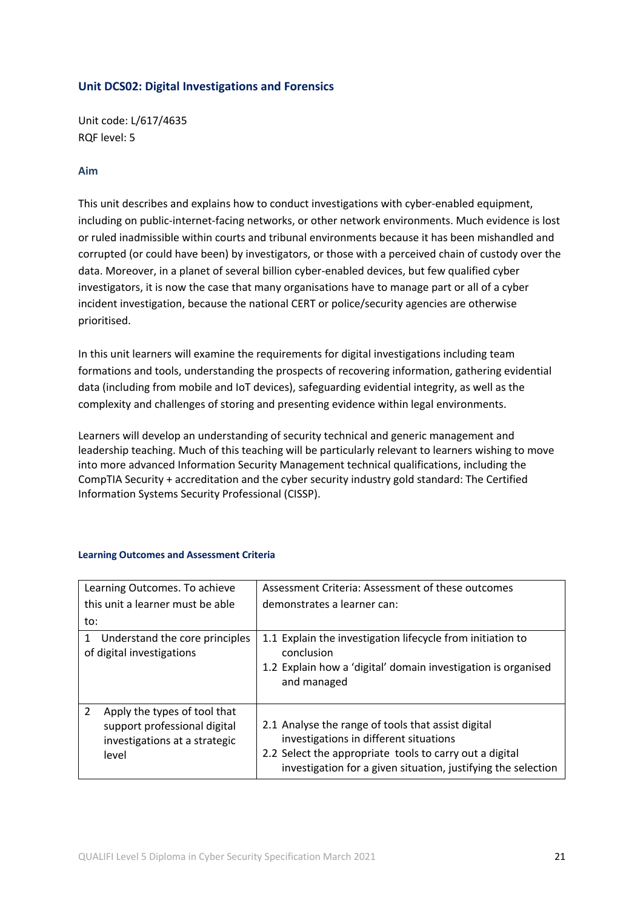## Unit DCS02: Digital Investigations and Forensics

Unit code: L/617/4635
RQF level: 5

### Aim

This unit describes and explains how to conduct investigations with cyber-enabled equipment, including on public-internet-facing networks, or other network environments. Much evidence is lost or ruled inadmissible within courts and tribunal environments because it has been mishandled and corrupted (or could have been) by investigators, or those with a perceived chain of custody over the data. Moreover, in a planet of several billion cyber-enabled devices, but few qualified cyber investigators, it is now the case that many organisations have to manage part or all of a cyber incident investigation, because the national CERT or police/security agencies are otherwise prioritised.

In this unit learners will examine the requirements for digital investigations including team formations and tools, understanding the prospects of recovering information, gathering evidential data (including from mobile and IoT devices), safeguarding evidential integrity, as well as the complexity and challenges of storing and presenting evidence within legal environments.

Learners will develop an understanding of security technical and generic management and leadership teaching. Much of this teaching will be particularly relevant to learners wishing to move into more advanced Information Security Management technical qualifications, including the CompTIA Security + accreditation and the cyber security industry gold standard: The Certified Information Systems Security Professional (CISSP).

#### Learning Outcomes and Assessment Criteria

| Learning Outcomes. To achieve this unit a learner must be able to: | Assessment Criteria: Assessment of these outcomes demonstrates a learner can: |
|---|---|
| 1 Understand the core principles of digital investigations | 1.1 Explain the investigation lifecycle from initiation to conclusion<br>1.2 Explain how a 'digital' domain investigation is organised and managed |
| 2 Apply the types of tool that support professional digital investigations at a strategic level | 2.1 Analyse the range of tools that assist digital investigations in different situations<br>2.2 Select the appropriate tools to carry out a digital investigation for a given situation, justifying the selection |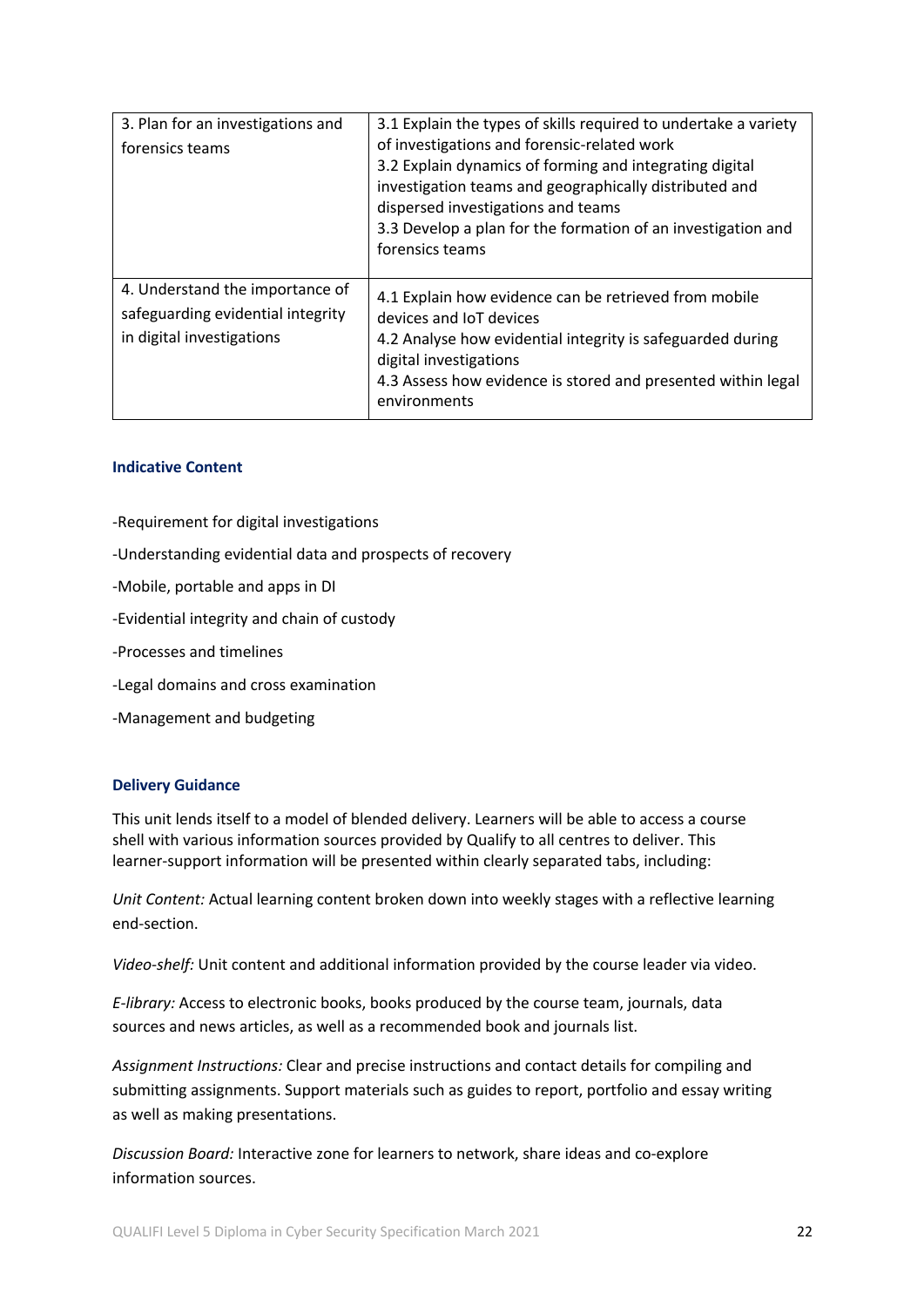| 3. Plan for an investigations and forensics teams | 3.1 Explain the types of skills required to undertake a variety of investigations and forensic-related work<br>3.2 Explain dynamics of forming and integrating digital investigation teams and geographically distributed and dispersed investigations and teams<br>3.3 Develop a plan for the formation of an investigation and forensics teams |
|---|---|
| 4. Understand the importance of safeguarding evidential integrity in digital investigations | 4.1 Explain how evidence can be retrieved from mobile devices and IoT devices<br>4.2 Analyse how evidential integrity is safeguarded during digital investigations<br>4.3 Assess how evidence is stored and presented within legal environments |

### Indicative Content

-Requirement for digital investigations

-Understanding evidential data and prospects of recovery

-Mobile, portable and apps in DI

-Evidential integrity and chain of custody

-Processes and timelines

-Legal domains and cross examination

-Management and budgeting

### Delivery Guidance

This unit lends itself to a model of blended delivery. Learners will be able to access a course shell with various information sources provided by Qualify to all centres to deliver. This learner-support information will be presented within clearly separated tabs, including:

*Unit Content:* Actual learning content broken down into weekly stages with a reflective learning end-section.

*Video-shelf:* Unit content and additional information provided by the course leader via video.

*E-library:* Access to electronic books, books produced by the course team, journals, data sources and news articles, as well as a recommended book and journals list.

*Assignment Instructions:* Clear and precise instructions and contact details for compiling and submitting assignments. Support materials such as guides to report, portfolio and essay writing as well as making presentations.

*Discussion Board:* Interactive zone for learners to network, share ideas and co-explore information sources.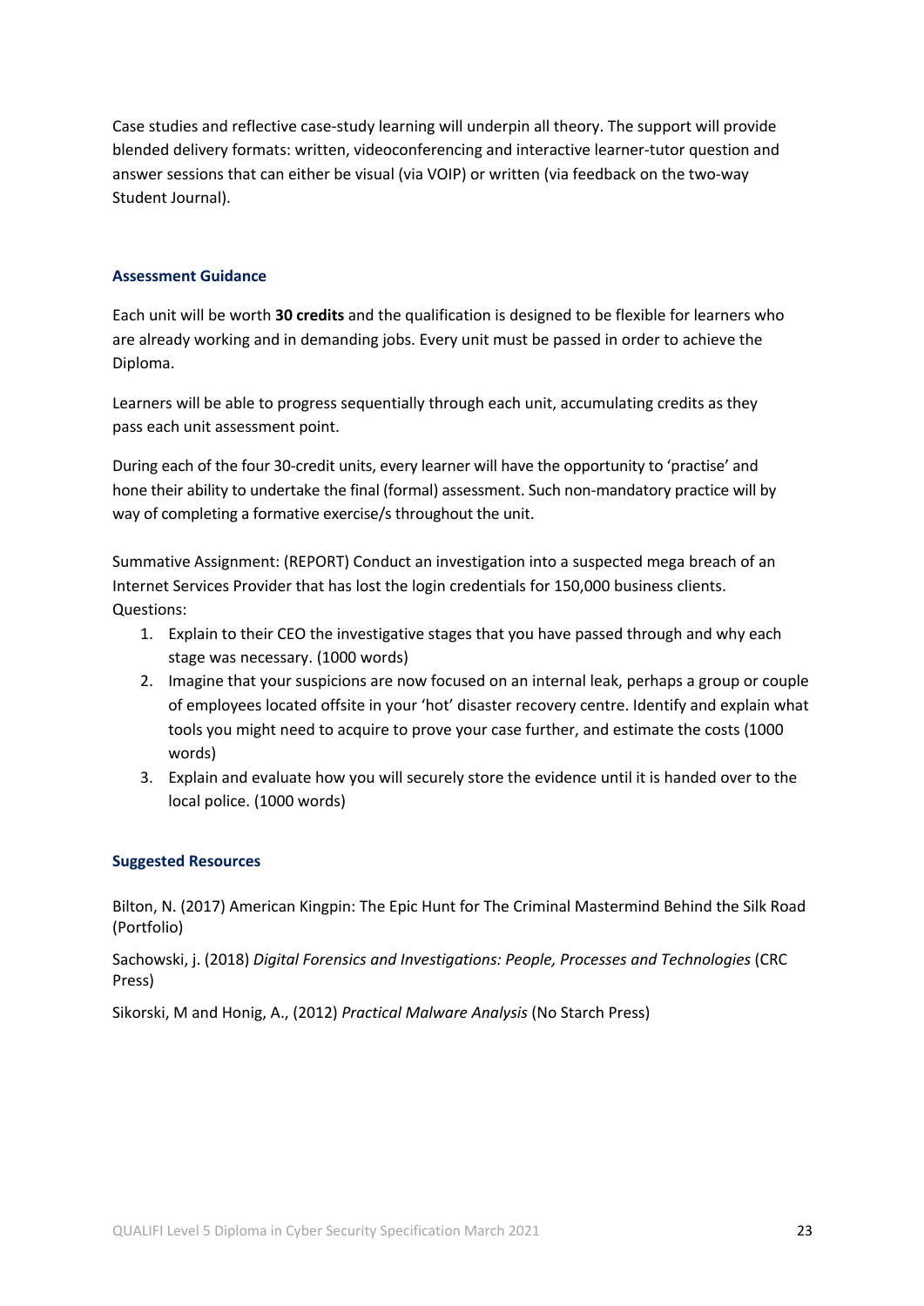Case studies and reflective case-study learning will underpin all theory. The support will provide blended delivery formats: written, videoconferencing and interactive learner-tutor question and answer sessions that can either be visual (via VOIP) or written (via feedback on the two-way Student Journal).

### Assessment Guidance

Each unit will be worth **30 credits** and the qualification is designed to be flexible for learners who are already working and in demanding jobs. Every unit must be passed in order to achieve the Diploma.

Learners will be able to progress sequentially through each unit, accumulating credits as they pass each unit assessment point.

During each of the four 30-credit units, every learner will have the opportunity to 'practise' and hone their ability to undertake the final (formal) assessment. Such non-mandatory practice will by way of completing a formative exercise/s throughout the unit.

Summative Assignment: (REPORT) Conduct an investigation into a suspected mega breach of an Internet Services Provider that has lost the login credentials for 150,000 business clients.
Questions:

1. Explain to their CEO the investigative stages that you have passed through and why each stage was necessary. (1000 words)
2. Imagine that your suspicions are now focused on an internal leak, perhaps a group or couple of employees located offsite in your 'hot' disaster recovery centre. Identify and explain what tools you might need to acquire to prove your case further, and estimate the costs (1000 words)
3. Explain and evaluate how you will securely store the evidence until it is handed over to the local police. (1000 words)

### Suggested Resources

Bilton, N. (2017) American Kingpin: The Epic Hunt for The Criminal Mastermind Behind the Silk Road (Portfolio)

Sachowski, j. (2018) *Digital Forensics and Investigations: People, Processes and Technologies* (CRC Press)

Sikorski, M and Honig, A., (2012) *Practical Malware Analysis* (No Starch Press)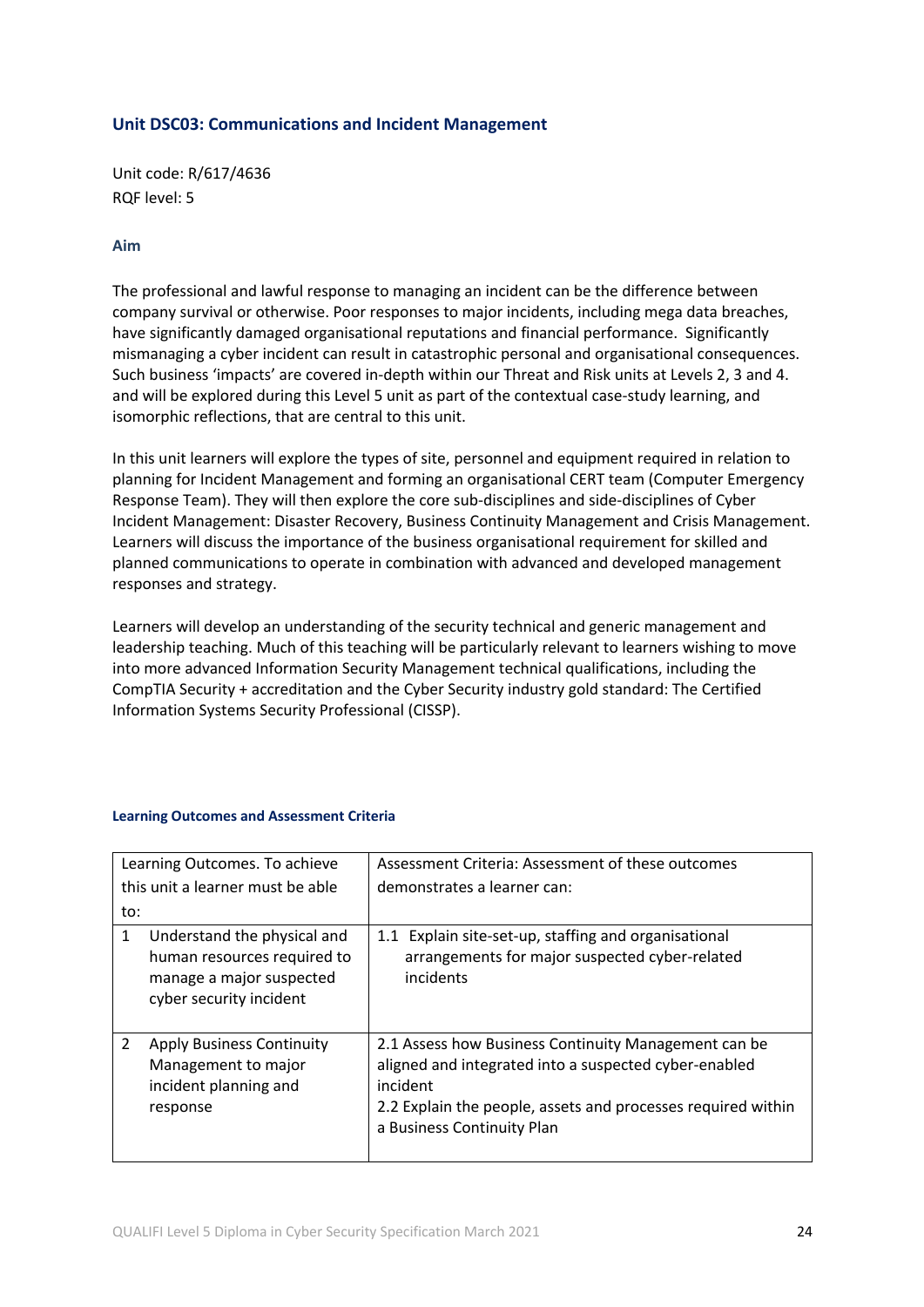## Unit DSC03: Communications and Incident Management

Unit code: R/617/4636
RQF level: 5

### Aim

The professional and lawful response to managing an incident can be the difference between company survival or otherwise. Poor responses to major incidents, including mega data breaches, have significantly damaged organisational reputations and financial performance. Significantly mismanaging a cyber incident can result in catastrophic personal and organisational consequences. Such business 'impacts' are covered in-depth within our Threat and Risk units at Levels 2, 3 and 4. and will be explored during this Level 5 unit as part of the contextual case-study learning, and isomorphic reflections, that are central to this unit.

In this unit learners will explore the types of site, personnel and equipment required in relation to planning for Incident Management and forming an organisational CERT team (Computer Emergency Response Team). They will then explore the core sub-disciplines and side-disciplines of Cyber Incident Management: Disaster Recovery, Business Continuity Management and Crisis Management. Learners will discuss the importance of the business organisational requirement for skilled and planned communications to operate in combination with advanced and developed management responses and strategy.

Learners will develop an understanding of the security technical and generic management and leadership teaching. Much of this teaching will be particularly relevant to learners wishing to move into more advanced Information Security Management technical qualifications, including the CompTIA Security + accreditation and the Cyber Security industry gold standard: The Certified Information Systems Security Professional (CISSP).

#### Learning Outcomes and Assessment Criteria

| Learning Outcomes. To achieve this unit a learner must be able to: | Assessment Criteria: Assessment of these outcomes demonstrates a learner can: |
|---|---|
| 1 Understand the physical and human resources required to manage a major suspected cyber security incident | 1.1 Explain site-set-up, staffing and organisational arrangements for major suspected cyber-related incidents |
| 2 Apply Business Continuity Management to major incident planning and response | 2.1 Assess how Business Continuity Management can be aligned and integrated into a suspected cyber-enabled incident<br>2.2 Explain the people, assets and processes required within a Business Continuity Plan |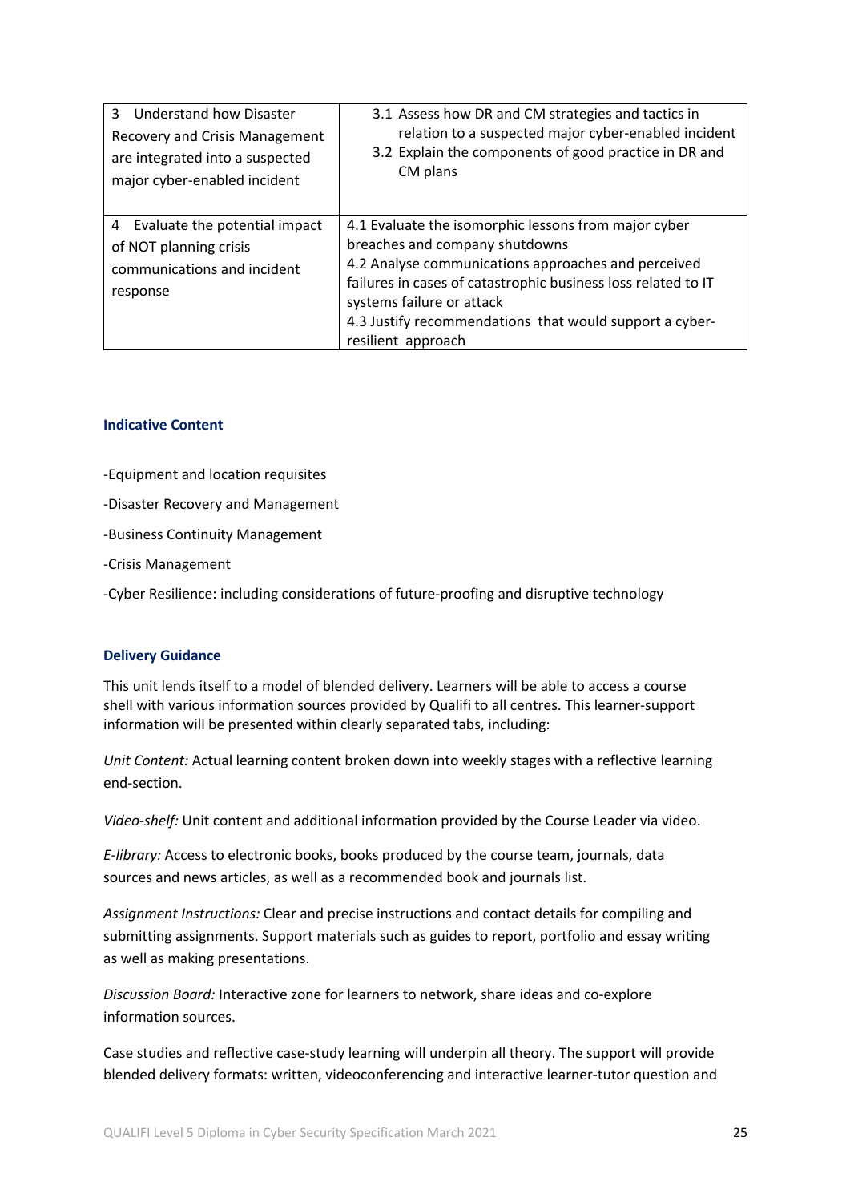| | |
|---|---|
| 3 Understand how Disaster Recovery and Crisis Management are integrated into a suspected major cyber-enabled incident | 3.1 Assess how DR and CM strategies and tactics in relation to a suspected major cyber-enabled incident<br>3.2 Explain the components of good practice in DR and CM plans |
| 4 Evaluate the potential impact of NOT planning crisis communications and incident response | 4.1 Evaluate the isomorphic lessons from major cyber breaches and company shutdowns<br>4.2 Analyse communications approaches and perceived failures in cases of catastrophic business loss related to IT systems failure or attack<br>4.3 Justify recommendations that would support a cyber-resilient approach |

### Indicative Content

-Equipment and location requisites

-Disaster Recovery and Management

-Business Continuity Management

-Crisis Management

-Cyber Resilience: including considerations of future-proofing and disruptive technology

### Delivery Guidance

This unit lends itself to a model of blended delivery. Learners will be able to access a course shell with various information sources provided by Qualifi to all centres. This learner-support information will be presented within clearly separated tabs, including:

*Unit Content:* Actual learning content broken down into weekly stages with a reflective learning end-section.

*Video-shelf:* Unit content and additional information provided by the Course Leader via video.

*E-library:* Access to electronic books, books produced by the course team, journals, data sources and news articles, as well as a recommended book and journals list.

*Assignment Instructions:* Clear and precise instructions and contact details for compiling and submitting assignments. Support materials such as guides to report, portfolio and essay writing as well as making presentations.

*Discussion Board:* Interactive zone for learners to network, share ideas and co-explore information sources.

Case studies and reflective case-study learning will underpin all theory. The support will provide blended delivery formats: written, videoconferencing and interactive learner-tutor question and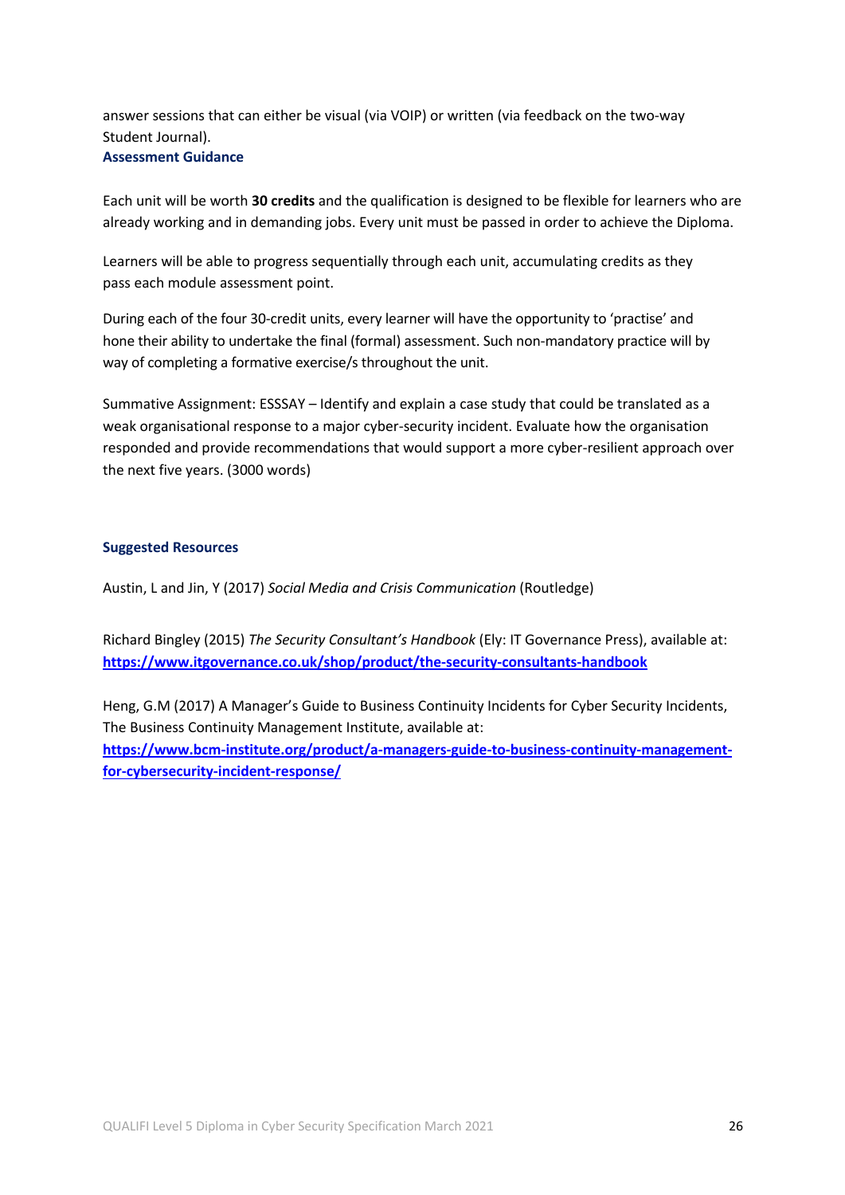answer sessions that can either be visual (via VOIP) or written (via feedback on the two-way Student Journal).

**Assessment Guidance**

Each unit will be worth **30 credits** and the qualification is designed to be flexible for learners who are already working and in demanding jobs. Every unit must be passed in order to achieve the Diploma.

Learners will be able to progress sequentially through each unit, accumulating credits as they pass each module assessment point.

During each of the four 30-credit units, every learner will have the opportunity to 'practise' and hone their ability to undertake the final (formal) assessment. Such non-mandatory practice will by way of completing a formative exercise/s throughout the unit.

Summative Assignment: ESSSAY – Identify and explain a case study that could be translated as a weak organisational response to a major cyber-security incident. Evaluate how the organisation responded and provide recommendations that would support a more cyber-resilient approach over the next five years. (3000 words)

**Suggested Resources**

Austin, L and Jin, Y (2017) *Social Media and Crisis Communication* (Routledge)

Richard Bingley (2015) *The Security Consultant's Handbook* (Ely: IT Governance Press), available at: **https://www.itgovernance.co.uk/shop/product/the-security-consultants-handbook**

Heng, G.M (2017) A Manager's Guide to Business Continuity Incidents for Cyber Security Incidents, The Business Continuity Management Institute, available at: **https://www.bcm-institute.org/product/a-managers-guide-to-business-continuity-management-for-cybersecurity-incident-response/**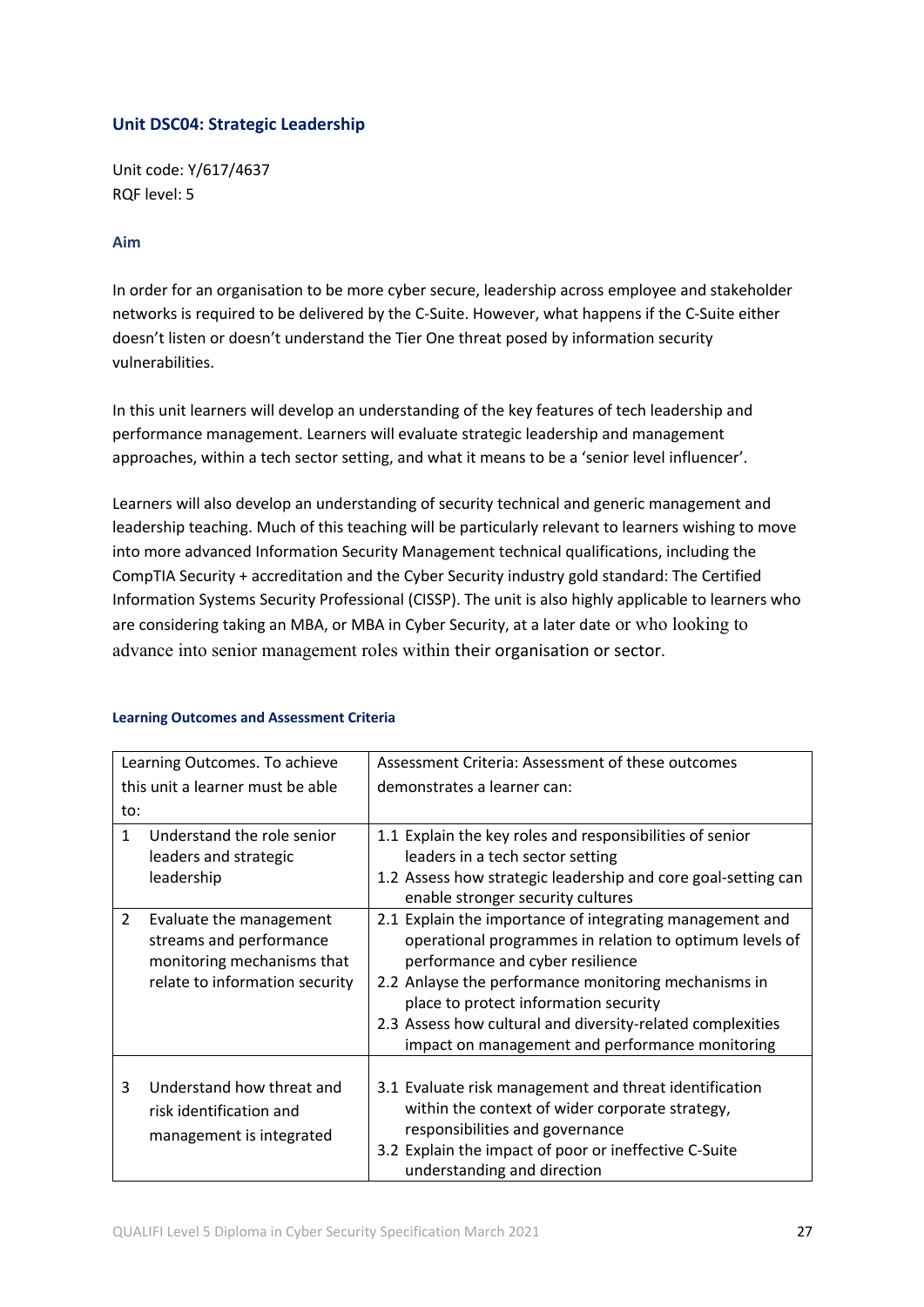### Unit DSC04: Strategic Leadership

Unit code: Y/617/4637
RQF level: 5

#### Aim

In order for an organisation to be more cyber secure, leadership across employee and stakeholder networks is required to be delivered by the C-Suite. However, what happens if the C-Suite either doesn't listen or doesn't understand the Tier One threat posed by information security vulnerabilities.

In this unit learners will develop an understanding of the key features of tech leadership and performance management. Learners will evaluate strategic leadership and management approaches, within a tech sector setting, and what it means to be a 'senior level influencer'.

Learners will also develop an understanding of security technical and generic management and leadership teaching. Much of this teaching will be particularly relevant to learners wishing to move into more advanced Information Security Management technical qualifications, including the CompTIA Security + accreditation and the Cyber Security industry gold standard: The Certified Information Systems Security Professional (CISSP). The unit is also highly applicable to learners who are considering taking an MBA, or MBA in Cyber Security, at a later date or who looking to advance into senior management roles within their organisation or sector.

#### Learning Outcomes and Assessment Criteria

| Learning Outcomes. To achieve this unit a learner must be able to: | Assessment Criteria: Assessment of these outcomes demonstrates a learner can: |
|---|---|
| 1 Understand the role senior leaders and strategic leadership | 1.1 Explain the key roles and responsibilities of senior leaders in a tech sector setting<br>1.2 Assess how strategic leadership and core goal-setting can enable stronger security cultures |
| 2 Evaluate the management streams and performance monitoring mechanisms that relate to information security | 2.1 Explain the importance of integrating management and operational programmes in relation to optimum levels of performance and cyber resilience<br>2.2 Anlayse the performance monitoring mechanisms in place to protect information security<br>2.3 Assess how cultural and diversity-related complexities impact on management and performance monitoring |
| 3 Understand how threat and risk identification and management is integrated | 3.1 Evaluate risk management and threat identification within the context of wider corporate strategy, responsibilities and governance<br>3.2 Explain the impact of poor or ineffective C-Suite understanding and direction |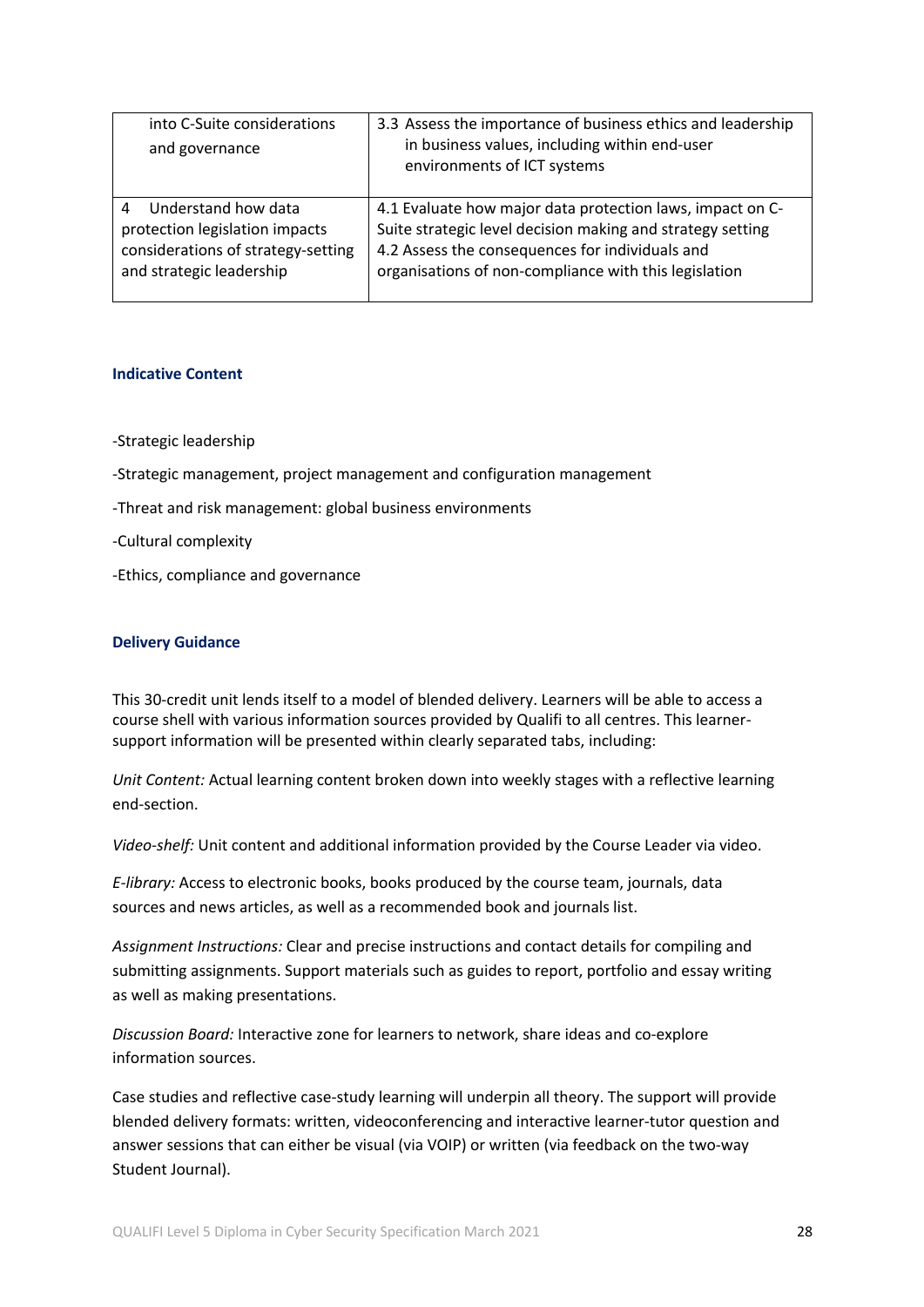| | |
|---|---|
| into C-Suite considerations and governance | 3.3 Assess the importance of business ethics and leadership in business values, including within end-user environments of ICT systems |
| 4 Understand how data protection legislation impacts considerations of strategy-setting and strategic leadership | 4.1 Evaluate how major data protection laws, impact on C-Suite strategic level decision making and strategy setting<br>4.2 Assess the consequences for individuals and organisations of non-compliance with this legislation |

### Indicative Content

-Strategic leadership

-Strategic management, project management and configuration management

-Threat and risk management: global business environments

-Cultural complexity

-Ethics, compliance and governance

### Delivery Guidance

This 30-credit unit lends itself to a model of blended delivery. Learners will be able to access a course shell with various information sources provided by Qualifi to all centres. This learner-support information will be presented within clearly separated tabs, including:

*Unit Content:* Actual learning content broken down into weekly stages with a reflective learning end-section.

*Video-shelf:* Unit content and additional information provided by the Course Leader via video.

*E-library:* Access to electronic books, books produced by the course team, journals, data sources and news articles, as well as a recommended book and journals list.

*Assignment Instructions:* Clear and precise instructions and contact details for compiling and submitting assignments. Support materials such as guides to report, portfolio and essay writing as well as making presentations.

*Discussion Board:* Interactive zone for learners to network, share ideas and co-explore information sources.

Case studies and reflective case-study learning will underpin all theory. The support will provide blended delivery formats: written, videoconferencing and interactive learner-tutor question and answer sessions that can either be visual (via VOIP) or written (via feedback on the two-way Student Journal).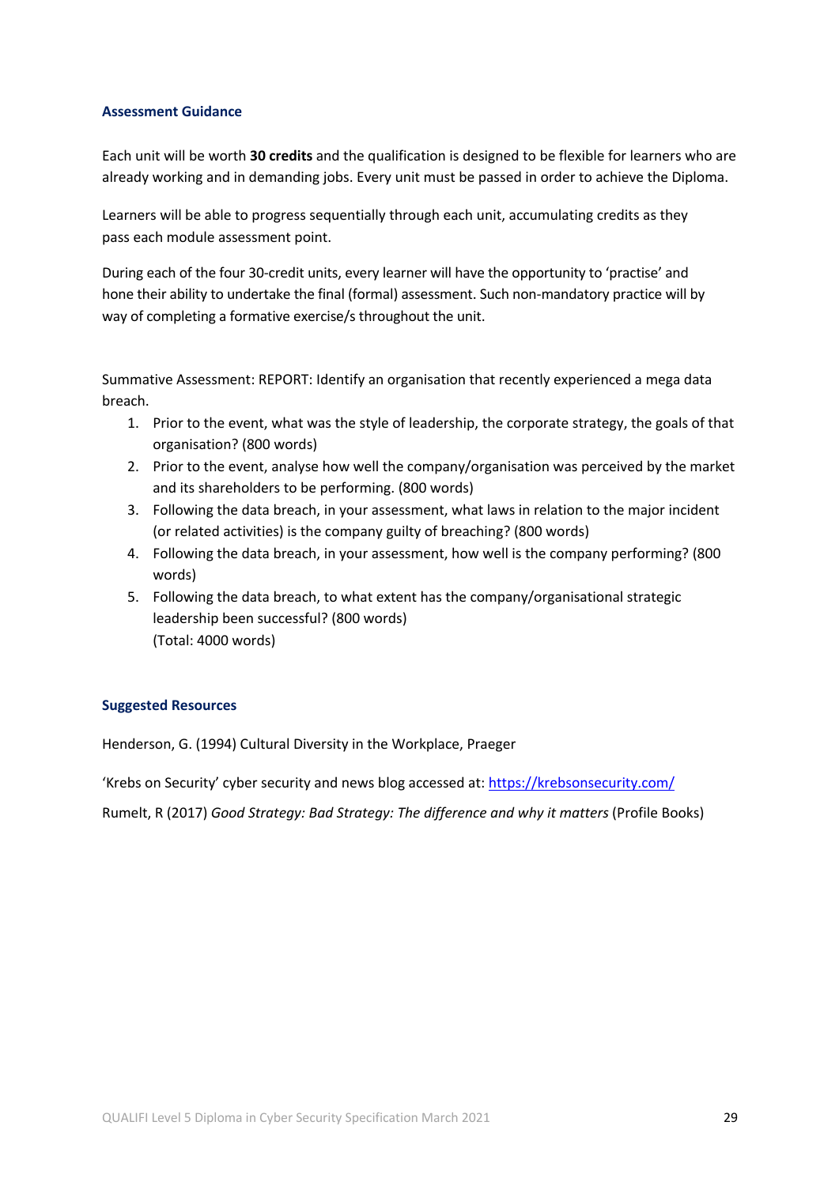### Assessment Guidance

Each unit will be worth **30 credits** and the qualification is designed to be flexible for learners who are already working and in demanding jobs. Every unit must be passed in order to achieve the Diploma.

Learners will be able to progress sequentially through each unit, accumulating credits as they pass each module assessment point.

During each of the four 30-credit units, every learner will have the opportunity to 'practise' and hone their ability to undertake the final (formal) assessment. Such non-mandatory practice will by way of completing a formative exercise/s throughout the unit.

Summative Assessment: REPORT: Identify an organisation that recently experienced a mega data breach.

1. Prior to the event, what was the style of leadership, the corporate strategy, the goals of that organisation? (800 words)
2. Prior to the event, analyse how well the company/organisation was perceived by the market and its shareholders to be performing. (800 words)
3. Following the data breach, in your assessment, what laws in relation to the major incident (or related activities) is the company guilty of breaching? (800 words)
4. Following the data breach, in your assessment, how well is the company performing? (800 words)
5. Following the data breach, to what extent has the company/organisational strategic leadership been successful? (800 words)
   (Total: 4000 words)

### Suggested Resources

Henderson, G. (1994) Cultural Diversity in the Workplace, Praeger

'Krebs on Security' cyber security and news blog accessed at: https://krebsonsecurity.com/

Rumelt, R (2017) *Good Strategy: Bad Strategy: The difference and why it matters* (Profile Books)